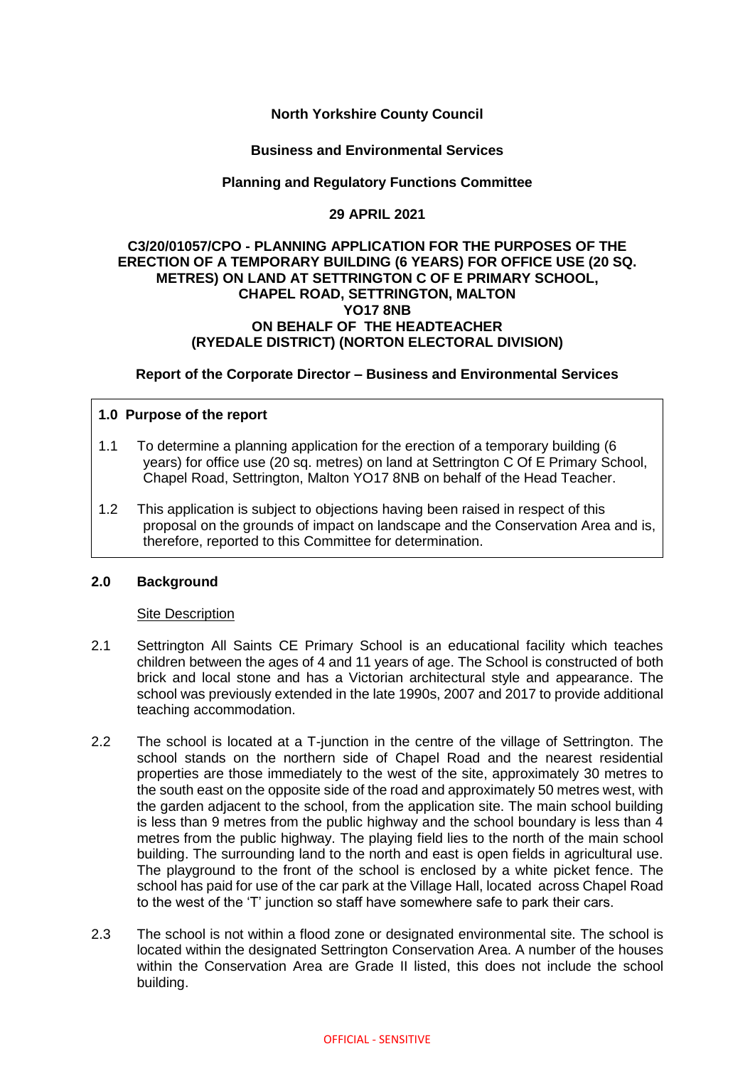**North Yorkshire County Council**

**Business and Environmental Services**

**Planning and Regulatory Functions Committee**

**29 APRIL 2021**

**C3/20/01057/CPO - PLANNING APPLICATION FOR THE PURPOSES OF THE ERECTION OF A TEMPORARY BUILDING (6 YEARS) FOR OFFICE USE (20 SQ. METRES) ON LAND AT SETTRINGTON C OF E PRIMARY SCHOOL, CHAPEL ROAD, SETTRINGTON, MALTON YO17 8NB ON BEHALF OF THE HEADTEACHER (RYEDALE DISTRICT) (NORTON ELECTORAL DIVISION)**

**Report of the Corporate Director – Business and Environmental Services**

## 1.0 Purpose of the report

1.1 To determine a planning application for the erection of a temporary building (6 years) for office use (20 sq. metres) on land at Settrington C Of E Primary School, Chapel Road, Settrington, Malton YO17 8NB on behalf of the Head Teacher.

1.2 This application is subject to objections having been raised in respect of this proposal on the grounds of impact on landscape and the Conservation Area and is, therefore, reported to this Committee for determination.

## 2.0 Background

Site Description

2.1 Settrington All Saints CE Primary School is an educational facility which teaches children between the ages of 4 and 11 years of age. The School is constructed of both brick and local stone and has a Victorian architectural style and appearance. The school was previously extended in the late 1990s, 2007 and 2017 to provide additional teaching accommodation.

2.2 The school is located at a T-junction in the centre of the village of Settrington. The school stands on the northern side of Chapel Road and the nearest residential properties are those immediately to the west of the site, approximately 30 metres to the south east on the opposite side of the road and approximately 50 metres west, with the garden adjacent to the school, from the application site. The main school building is less than 9 metres from the public highway and the school boundary is less than 4 metres from the public highway. The playing field lies to the north of the main school building. The surrounding land to the north and east is open fields in agricultural use. The playground to the front of the school is enclosed by a white picket fence. The school has paid for use of the car park at the Village Hall, located across Chapel Road to the west of the 'T' junction so staff have somewhere safe to park their cars.

2.3 The school is not within a flood zone or designated environmental site. The school is located within the designated Settrington Conservation Area. A number of the houses within the Conservation Area are Grade II listed, this does not include the school building.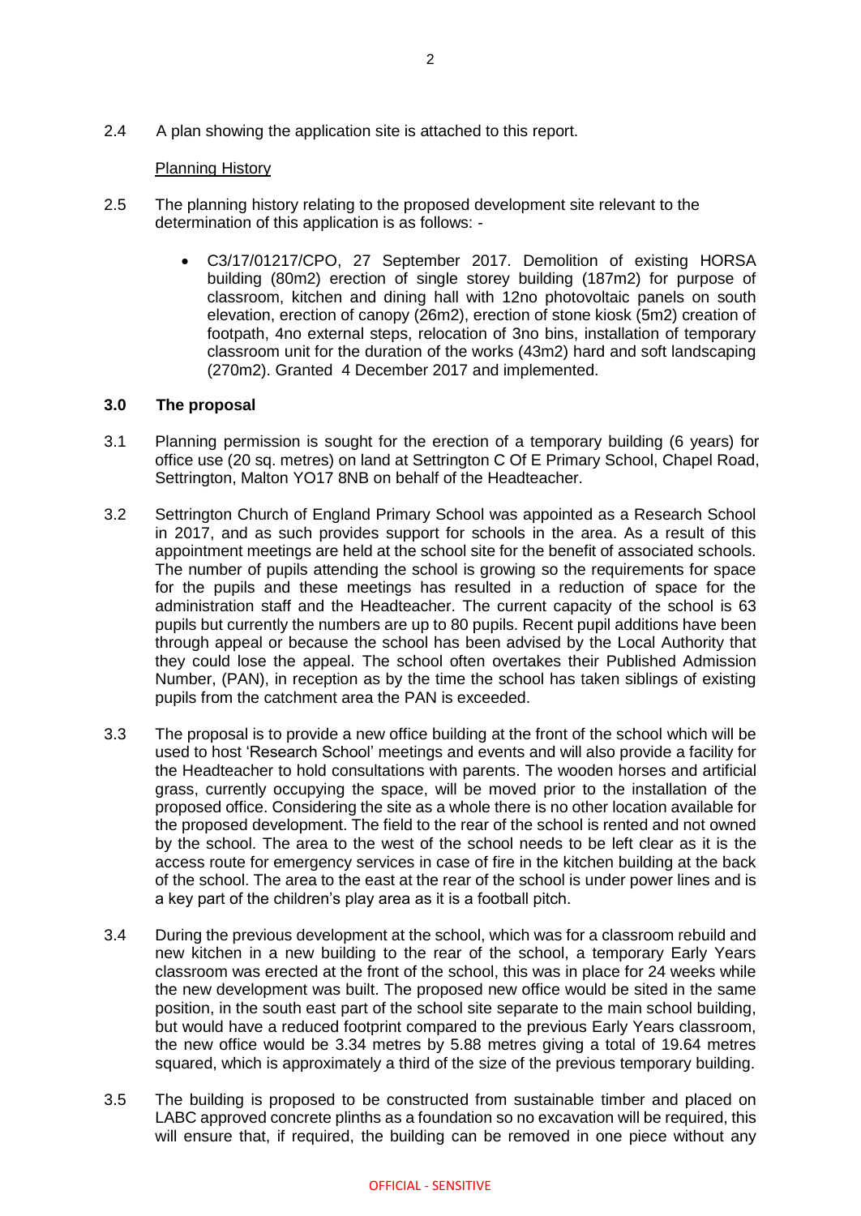2.4 A plan showing the application site is attached to this report.

Planning History

2.5 The planning history relating to the proposed development site relevant to the determination of this application is as follows: -

- C3/17/01217/CPO, 27 September 2017. Demolition of existing HORSA building (80m2) erection of single storey building (187m2) for purpose of classroom, kitchen and dining hall with 12no photovoltaic panels on south elevation, erection of canopy (26m2), erection of stone kiosk (5m2) creation of footpath, 4no external steps, relocation of 3no bins, installation of temporary classroom unit for the duration of the works (43m2) hard and soft landscaping (270m2). Granted 4 December 2017 and implemented.

## 3.0 The proposal

3.1 Planning permission is sought for the erection of a temporary building (6 years) for office use (20 sq. metres) on land at Settrington C Of E Primary School, Chapel Road, Settrington, Malton YO17 8NB on behalf of the Headteacher.

3.2 Settrington Church of England Primary School was appointed as a Research School in 2017, and as such provides support for schools in the area. As a result of this appointment meetings are held at the school site for the benefit of associated schools. The number of pupils attending the school is growing so the requirements for space for the pupils and these meetings has resulted in a reduction of space for the administration staff and the Headteacher. The current capacity of the school is 63 pupils but currently the numbers are up to 80 pupils. Recent pupil additions have been through appeal or because the school has been advised by the Local Authority that they could lose the appeal. The school often overtakes their Published Admission Number, (PAN), in reception as by the time the school has taken siblings of existing pupils from the catchment area the PAN is exceeded.

3.3 The proposal is to provide a new office building at the front of the school which will be used to host 'Research School' meetings and events and will also provide a facility for the Headteacher to hold consultations with parents. The wooden horses and artificial grass, currently occupying the space, will be moved prior to the installation of the proposed office. Considering the site as a whole there is no other location available for the proposed development. The field to the rear of the school is rented and not owned by the school. The area to the west of the school needs to be left clear as it is the access route for emergency services in case of fire in the kitchen building at the back of the school. The area to the east at the rear of the school is under power lines and is a key part of the children's play area as it is a football pitch.

3.4 During the previous development at the school, which was for a classroom rebuild and new kitchen in a new building to the rear of the school, a temporary Early Years classroom was erected at the front of the school, this was in place for 24 weeks while the new development was built. The proposed new office would be sited in the same position, in the south east part of the school site separate to the main school building, but would have a reduced footprint compared to the previous Early Years classroom, the new office would be 3.34 metres by 5.88 metres giving a total of 19.64 metres squared, which is approximately a third of the size of the previous temporary building.

3.5 The building is proposed to be constructed from sustainable timber and placed on LABC approved concrete plinths as a foundation so no excavation will be required, this will ensure that, if required, the building can be removed in one piece without any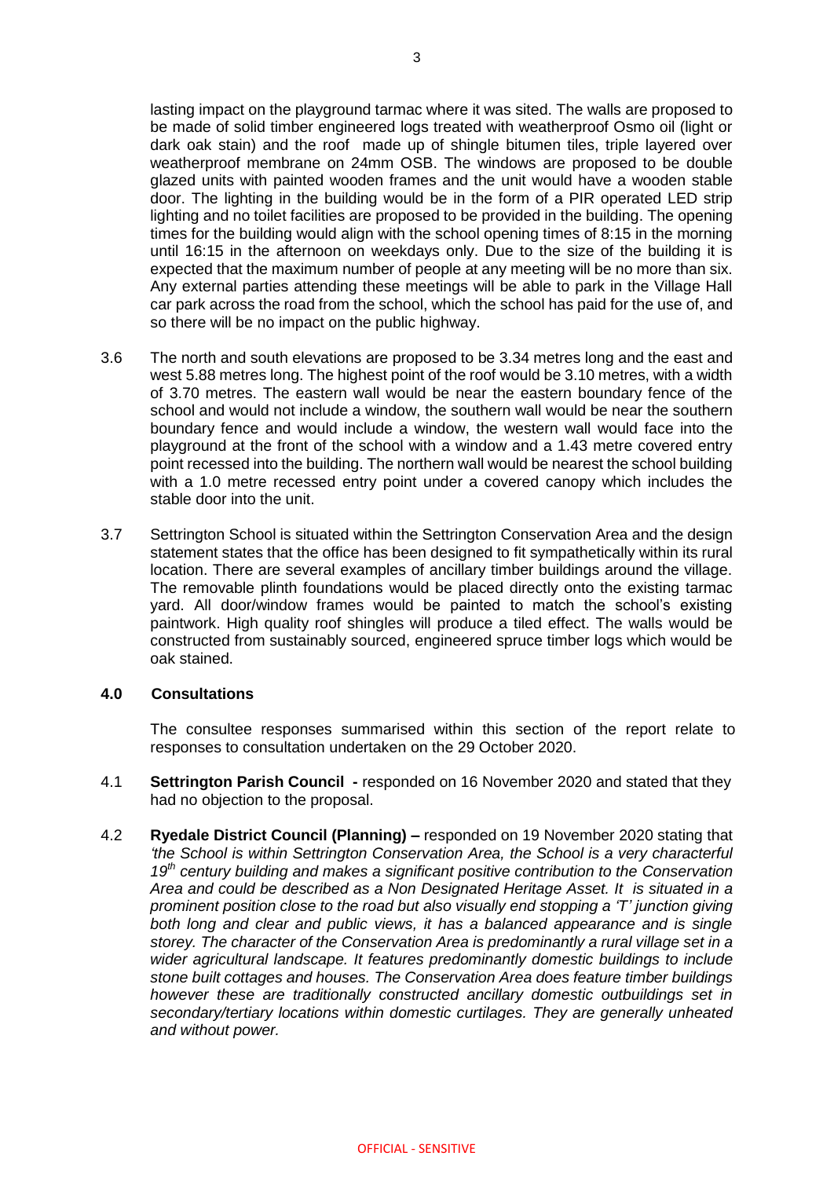lasting impact on the playground tarmac where it was sited. The walls are proposed to be made of solid timber engineered logs treated with weatherproof Osmo oil (light or dark oak stain) and the roof made up of shingle bitumen tiles, triple layered over weatherproof membrane on 24mm OSB. The windows are proposed to be double glazed units with painted wooden frames and the unit would have a wooden stable door. The lighting in the building would be in the form of a PIR operated LED strip lighting and no toilet facilities are proposed to be provided in the building. The opening times for the building would align with the school opening times of 8:15 in the morning until 16:15 in the afternoon on weekdays only. Due to the size of the building it is expected that the maximum number of people at any meeting will be no more than six. Any external parties attending these meetings will be able to park in the Village Hall car park across the road from the school, which the school has paid for the use of, and so there will be no impact on the public highway.

3.6 The north and south elevations are proposed to be 3.34 metres long and the east and west 5.88 metres long. The highest point of the roof would be 3.10 metres, with a width of 3.70 metres. The eastern wall would be near the eastern boundary fence of the school and would not include a window, the southern wall would be near the southern boundary fence and would include a window, the western wall would face into the playground at the front of the school with a window and a 1.43 metre covered entry point recessed into the building. The northern wall would be nearest the school building with a 1.0 metre recessed entry point under a covered canopy which includes the stable door into the unit.

3.7 Settrington School is situated within the Settrington Conservation Area and the design statement states that the office has been designed to fit sympathetically within its rural location. There are several examples of ancillary timber buildings around the village. The removable plinth foundations would be placed directly onto the existing tarmac yard. All door/window frames would be painted to match the school's existing paintwork. High quality roof shingles will produce a tiled effect. The walls would be constructed from sustainably sourced, engineered spruce timber logs which would be oak stained.

## 4.0 Consultations

The consultee responses summarised within this section of the report relate to responses to consultation undertaken on the 29 October 2020.

4.1 **Settrington Parish Council -** responded on 16 November 2020 and stated that they had no objection to the proposal.

4.2 **Ryedale District Council (Planning) –** responded on 19 November 2020 stating that *'the School is within Settrington Conservation Area, the School is a very characterful 19th century building and makes a significant positive contribution to the Conservation Area and could be described as a Non Designated Heritage Asset. It is situated in a prominent position close to the road but also visually end stopping a 'T' junction giving both long and clear and public views, it has a balanced appearance and is single storey. The character of the Conservation Area is predominantly a rural village set in a wider agricultural landscape. It features predominantly domestic buildings to include stone built cottages and houses. The Conservation Area does feature timber buildings however these are traditionally constructed ancillary domestic outbuildings set in secondary/tertiary locations within domestic curtilages. They are generally unheated and without power.*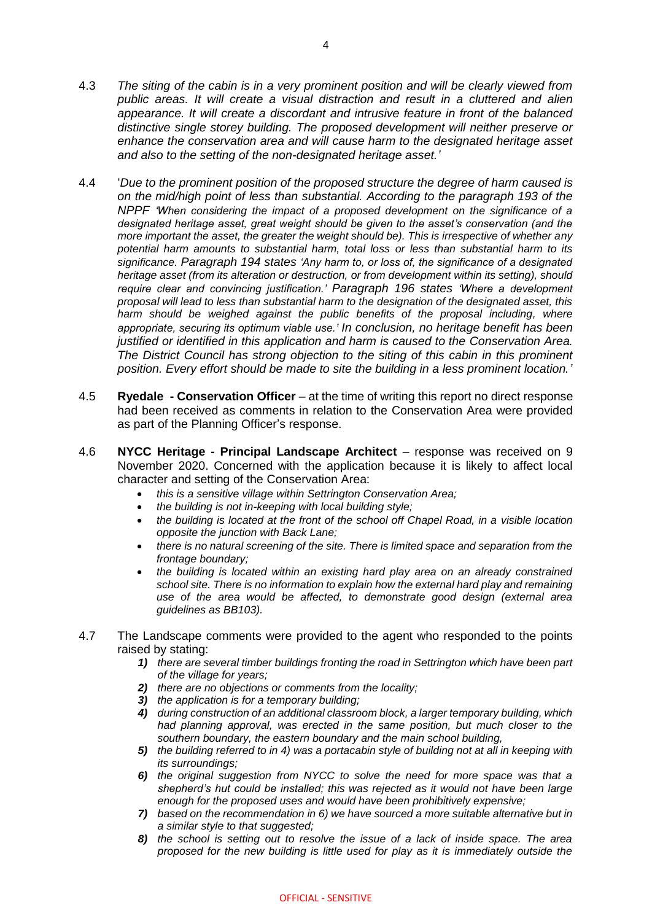4.3 *The siting of the cabin is in a very prominent position and will be clearly viewed from public areas. It will create a visual distraction and result in a cluttered and alien appearance. It will create a discordant and intrusive feature in front of the balanced distinctive single storey building. The proposed development will neither preserve or enhance the conservation area and will cause harm to the designated heritage asset and also to the setting of the non-designated heritage asset.'*

4.4 '*Due to the prominent position of the proposed structure the degree of harm caused is on the mid/high point of less than substantial. According to the paragraph 193 of the NPPF 'When considering the impact of a proposed development on the significance of a designated heritage asset, great weight should be given to the asset's conservation (and the more important the asset, the greater the weight should be). This is irrespective of whether any potential harm amounts to substantial harm, total loss or less than substantial harm to its significance. Paragraph 194 states 'Any harm to, or loss of, the significance of a designated heritage asset (from its alteration or destruction, or from development within its setting), should require clear and convincing justification.' Paragraph 196 states 'Where a development proposal will lead to less than substantial harm to the designation of the designated asset, this harm should be weighed against the public benefits of the proposal including, where appropriate, securing its optimum viable use.' In conclusion, no heritage benefit has been justified or identified in this application and harm is caused to the Conservation Area. The District Council has strong objection to the siting of this cabin in this prominent position. Every effort should be made to site the building in a less prominent location.'*

4.5 **Ryedale - Conservation Officer** – at the time of writing this report no direct response had been received as comments in relation to the Conservation Area were provided as part of the Planning Officer's response.

4.6 **NYCC Heritage - Principal Landscape Architect** – response was received on 9 November 2020. Concerned with the application because it is likely to affect local character and setting of the Conservation Area:

- *this is a sensitive village within Settrington Conservation Area;*
- *the building is not in-keeping with local building style;*
- *the building is located at the front of the school off Chapel Road, in a visible location opposite the junction with Back Lane;*
- *there is no natural screening of the site. There is limited space and separation from the frontage boundary;*
- *the building is located within an existing hard play area on an already constrained school site. There is no information to explain how the external hard play and remaining use of the area would be affected, to demonstrate good design (external area guidelines as BB103).*

4.7 The Landscape comments were provided to the agent who responded to the points raised by stating:

1) *there are several timber buildings fronting the road in Settrington which have been part of the village for years;*
2) *there are no objections or comments from the locality;*
3) *the application is for a temporary building;*
4) *during construction of an additional classroom block, a larger temporary building, which had planning approval, was erected in the same position, but much closer to the southern boundary, the eastern boundary and the main school building,*
5) *the building referred to in 4) was a portacabin style of building not at all in keeping with its surroundings;*
6) *the original suggestion from NYCC to solve the need for more space was that a shepherd's hut could be installed; this was rejected as it would not have been large enough for the proposed uses and would have been prohibitively expensive;*
7) *based on the recommendation in 6) we have sourced a more suitable alternative but in a similar style to that suggested;*
8) *the school is setting out to resolve the issue of a lack of inside space. The area proposed for the new building is little used for play as it is immediately outside the*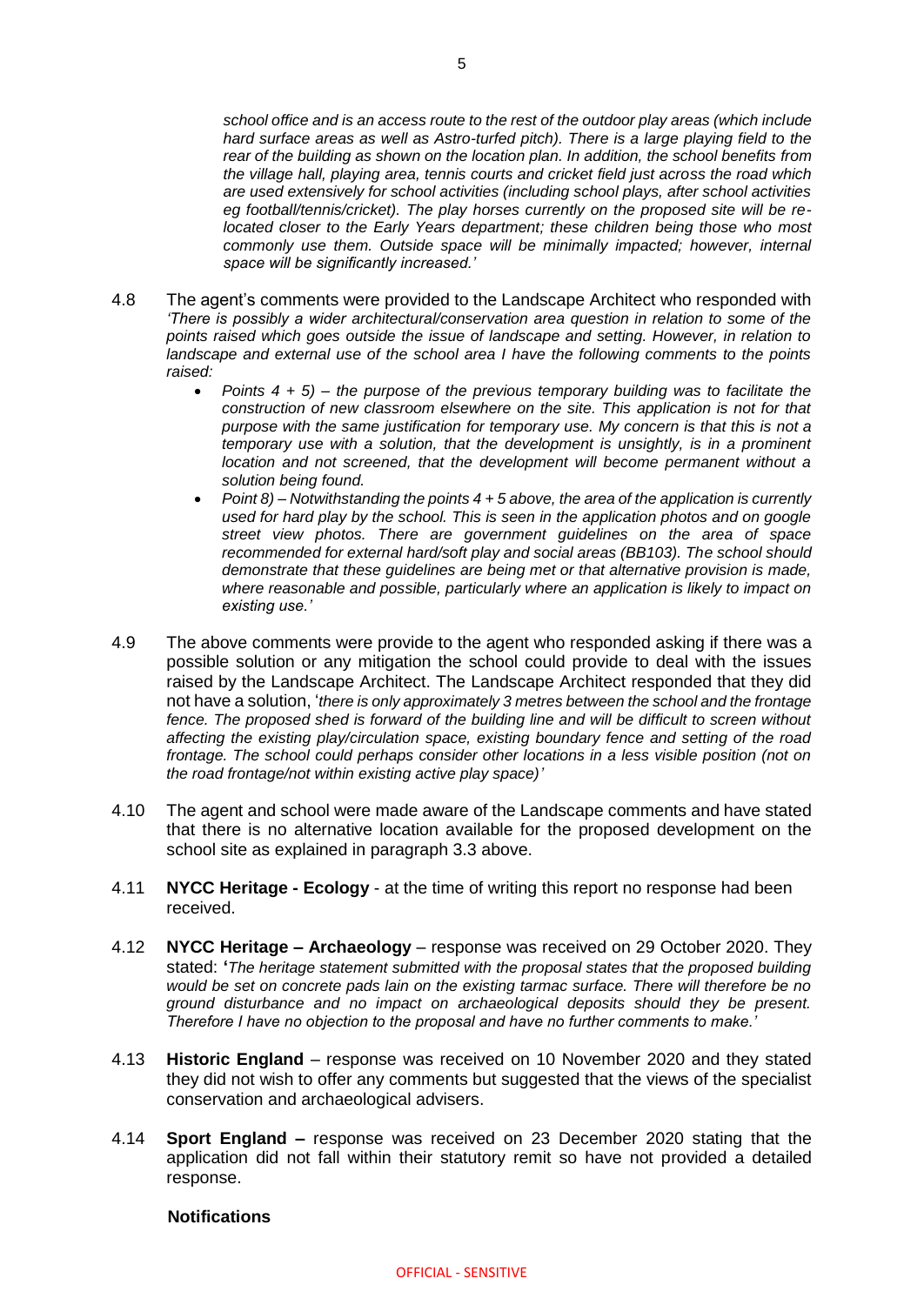*school office and is an access route to the rest of the outdoor play areas (which include hard surface areas as well as Astro-turfed pitch). There is a large playing field to the rear of the building as shown on the location plan. In addition, the school benefits from the village hall, playing area, tennis courts and cricket field just across the road which are used extensively for school activities (including school plays, after school activities eg football/tennis/cricket). The play horses currently on the proposed site will be re-located closer to the Early Years department; these children being those who most commonly use them. Outside space will be minimally impacted; however, internal space will be significantly increased.'*

4.8 The agent's comments were provided to the Landscape Architect who responded with *'There is possibly a wider architectural/conservation area question in relation to some of the points raised which goes outside the issue of landscape and setting. However, in relation to landscape and external use of the school area I have the following comments to the points raised:*

- *Points 4 + 5) – the purpose of the previous temporary building was to facilitate the construction of new classroom elsewhere on the site. This application is not for that purpose with the same justification for temporary use. My concern is that this is not a temporary use with a solution, that the development is unsightly, is in a prominent location and not screened, that the development will become permanent without a solution being found.*
- *Point 8) – Notwithstanding the points 4 + 5 above, the area of the application is currently used for hard play by the school. This is seen in the application photos and on google street view photos. There are government guidelines on the area of space recommended for external hard/soft play and social areas (BB103). The school should demonstrate that these guidelines are being met or that alternative provision is made, where reasonable and possible, particularly where an application is likely to impact on existing use.'*

4.9 The above comments were provide to the agent who responded asking if there was a possible solution or any mitigation the school could provide to deal with the issues raised by the Landscape Architect. The Landscape Architect responded that they did not have a solution, '*there is only approximately 3 metres between the school and the frontage fence. The proposed shed is forward of the building line and will be difficult to screen without affecting the existing play/circulation space, existing boundary fence and setting of the road frontage. The school could perhaps consider other locations in a less visible position (not on the road frontage/not within existing active play space)'*

4.10 The agent and school were made aware of the Landscape comments and have stated that there is no alternative location available for the proposed development on the school site as explained in paragraph 3.3 above.

4.11 **NYCC Heritage - Ecology** - at the time of writing this report no response had been received.

4.12 **NYCC Heritage – Archaeology** – response was received on 29 October 2020. They stated: **'***The heritage statement submitted with the proposal states that the proposed building would be set on concrete pads lain on the existing tarmac surface. There will therefore be no ground disturbance and no impact on archaeological deposits should they be present. Therefore I have no objection to the proposal and have no further comments to make.'*

4.13 **Historic England** – response was received on 10 November 2020 and they stated they did not wish to offer any comments but suggested that the views of the specialist conservation and archaeological advisers.

4.14 **Sport England –** response was received on 23 December 2020 stating that the application did not fall within their statutory remit so have not provided a detailed response.

**Notifications**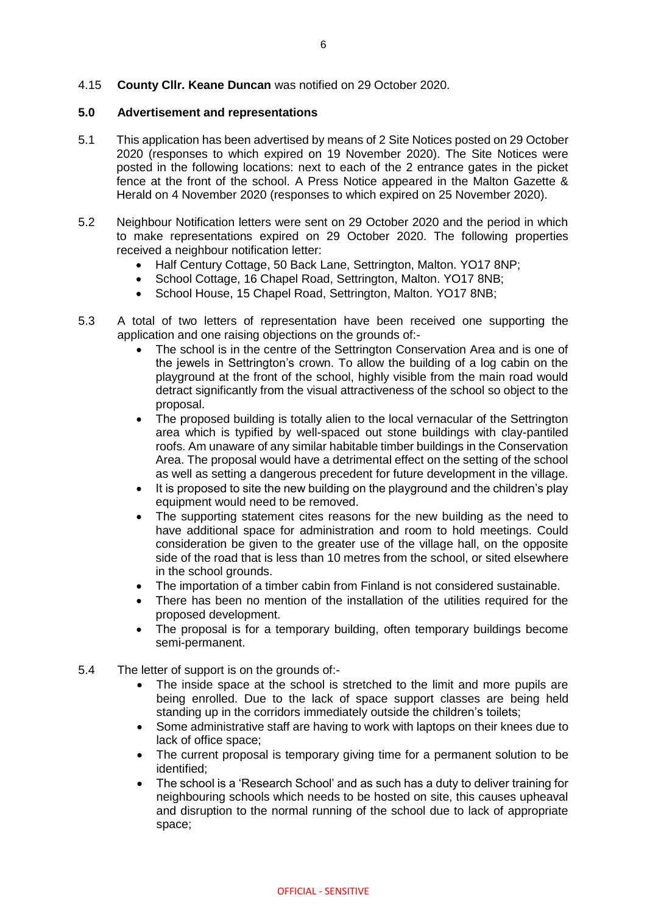4.15 **County Cllr. Keane Duncan** was notified on 29 October 2020.

## 5.0 Advertisement and representations

5.1 This application has been advertised by means of 2 Site Notices posted on 29 October 2020 (responses to which expired on 19 November 2020). The Site Notices were posted in the following locations: next to each of the 2 entrance gates in the picket fence at the front of the school. A Press Notice appeared in the Malton Gazette & Herald on 4 November 2020 (responses to which expired on 25 November 2020).

5.2 Neighbour Notification letters were sent on 29 October 2020 and the period in which to make representations expired on 29 October 2020. The following properties received a neighbour notification letter:

- Half Century Cottage, 50 Back Lane, Settrington, Malton. YO17 8NP;
- School Cottage, 16 Chapel Road, Settrington, Malton. YO17 8NB;
- School House, 15 Chapel Road, Settrington, Malton. YO17 8NB;

5.3 A total of two letters of representation have been received one supporting the application and one raising objections on the grounds of:-

- The school is in the centre of the Settrington Conservation Area and is one of the jewels in Settrington's crown. To allow the building of a log cabin on the playground at the front of the school, highly visible from the main road would detract significantly from the visual attractiveness of the school so object to the proposal.
- The proposed building is totally alien to the local vernacular of the Settrington area which is typified by well-spaced out stone buildings with clay-pantiled roofs. Am unaware of any similar habitable timber buildings in the Conservation Area. The proposal would have a detrimental effect on the setting of the school as well as setting a dangerous precedent for future development in the village.
- It is proposed to site the new building on the playground and the children's play equipment would need to be removed.
- The supporting statement cites reasons for the new building as the need to have additional space for administration and room to hold meetings. Could consideration be given to the greater use of the village hall, on the opposite side of the road that is less than 10 metres from the school, or sited elsewhere in the school grounds.
- The importation of a timber cabin from Finland is not considered sustainable.
- There has been no mention of the installation of the utilities required for the proposed development.
- The proposal is for a temporary building, often temporary buildings become semi-permanent.

5.4 The letter of support is on the grounds of:-

- The inside space at the school is stretched to the limit and more pupils are being enrolled. Due to the lack of space support classes are being held standing up in the corridors immediately outside the children's toilets;
- Some administrative staff are having to work with laptops on their knees due to lack of office space;
- The current proposal is temporary giving time for a permanent solution to be identified;
- The school is a 'Research School' and as such has a duty to deliver training for neighbouring schools which needs to be hosted on site, this causes upheaval and disruption to the normal running of the school due to lack of appropriate space;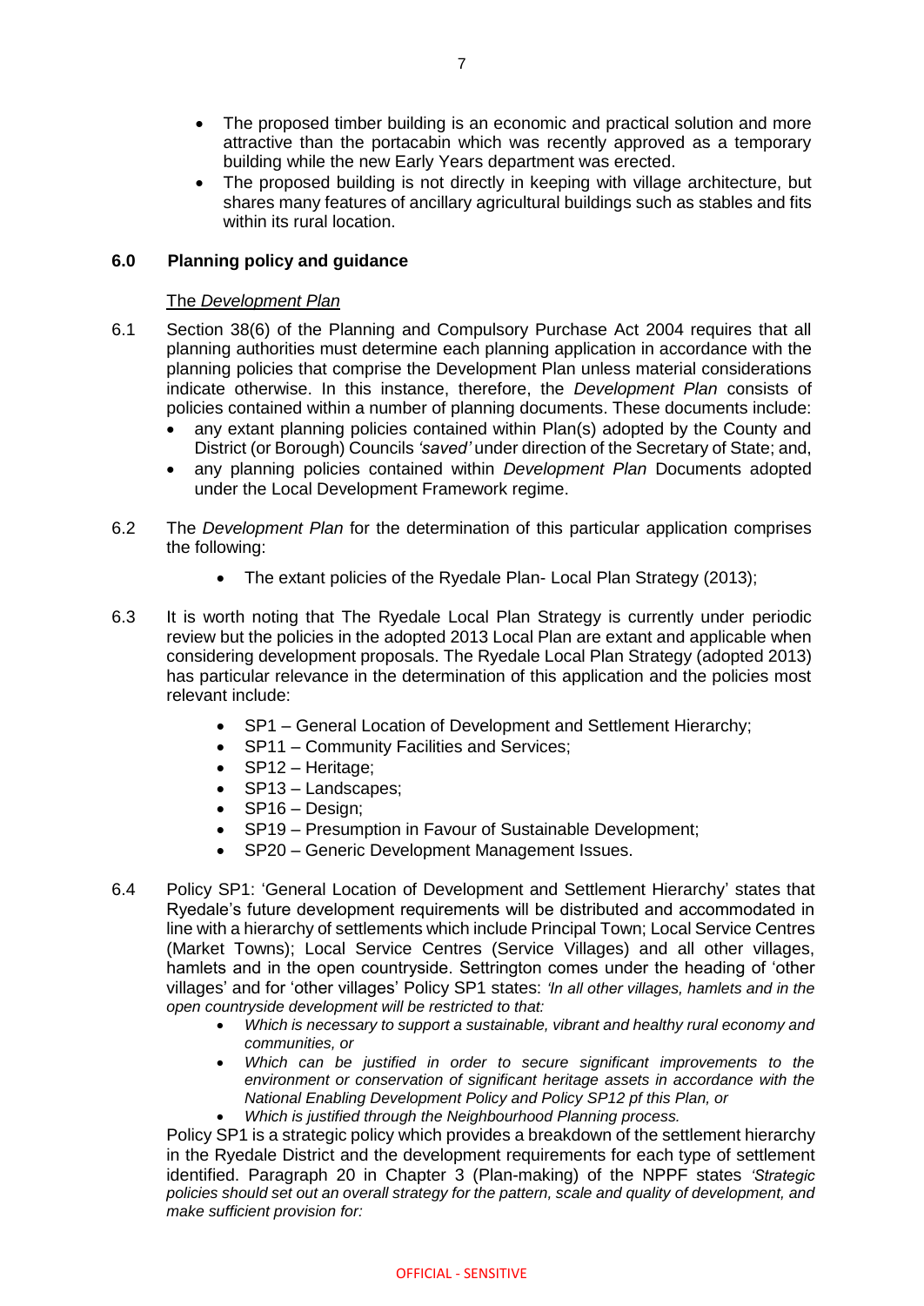- The proposed timber building is an economic and practical solution and more attractive than the portacabin which was recently approved as a temporary building while the new Early Years department was erected.
- The proposed building is not directly in keeping with village architecture, but shares many features of ancillary agricultural buildings such as stables and fits within its rural location.

## 6.0 Planning policy and guidance

<u>The *Development Plan*</u>

6.1 Section 38(6) of the Planning and Compulsory Purchase Act 2004 requires that all planning authorities must determine each planning application in accordance with the planning policies that comprise the Development Plan unless material considerations indicate otherwise. In this instance, therefore, the *Development Plan* consists of policies contained within a number of planning documents. These documents include:

- any extant planning policies contained within Plan(s) adopted by the County and District (or Borough) Councils *'saved'* under direction of the Secretary of State; and,
- any planning policies contained within *Development Plan* Documents adopted under the Local Development Framework regime.

6.2 The *Development Plan* for the determination of this particular application comprises the following:

- The extant policies of the Ryedale Plan- Local Plan Strategy (2013);

6.3 It is worth noting that The Ryedale Local Plan Strategy is currently under periodic review but the policies in the adopted 2013 Local Plan are extant and applicable when considering development proposals. The Ryedale Local Plan Strategy (adopted 2013) has particular relevance in the determination of this application and the policies most relevant include:

- SP1 – General Location of Development and Settlement Hierarchy;
- SP11 – Community Facilities and Services;
- SP12 – Heritage;
- SP13 – Landscapes;
- SP16 – Design;
- SP19 – Presumption in Favour of Sustainable Development;
- SP20 – Generic Development Management Issues.

6.4 Policy SP1: 'General Location of Development and Settlement Hierarchy' states that Ryedale's future development requirements will be distributed and accommodated in line with a hierarchy of settlements which include Principal Town; Local Service Centres (Market Towns); Local Service Centres (Service Villages) and all other villages, hamlets and in the open countryside. Settrington comes under the heading of 'other villages' and for 'other villages' Policy SP1 states: *'In all other villages, hamlets and in the open countryside development will be restricted to that:*

- *Which is necessary to support a sustainable, vibrant and healthy rural economy and communities, or*
- *Which can be justified in order to secure significant improvements to the environment or conservation of significant heritage assets in accordance with the National Enabling Development Policy and Policy SP12 pf this Plan, or*
- *Which is justified through the Neighbourhood Planning process.*

Policy SP1 is a strategic policy which provides a breakdown of the settlement hierarchy in the Ryedale District and the development requirements for each type of settlement identified. Paragraph 20 in Chapter 3 (Plan-making) of the NPPF states *'Strategic policies should set out an overall strategy for the pattern, scale and quality of development, and make sufficient provision for:*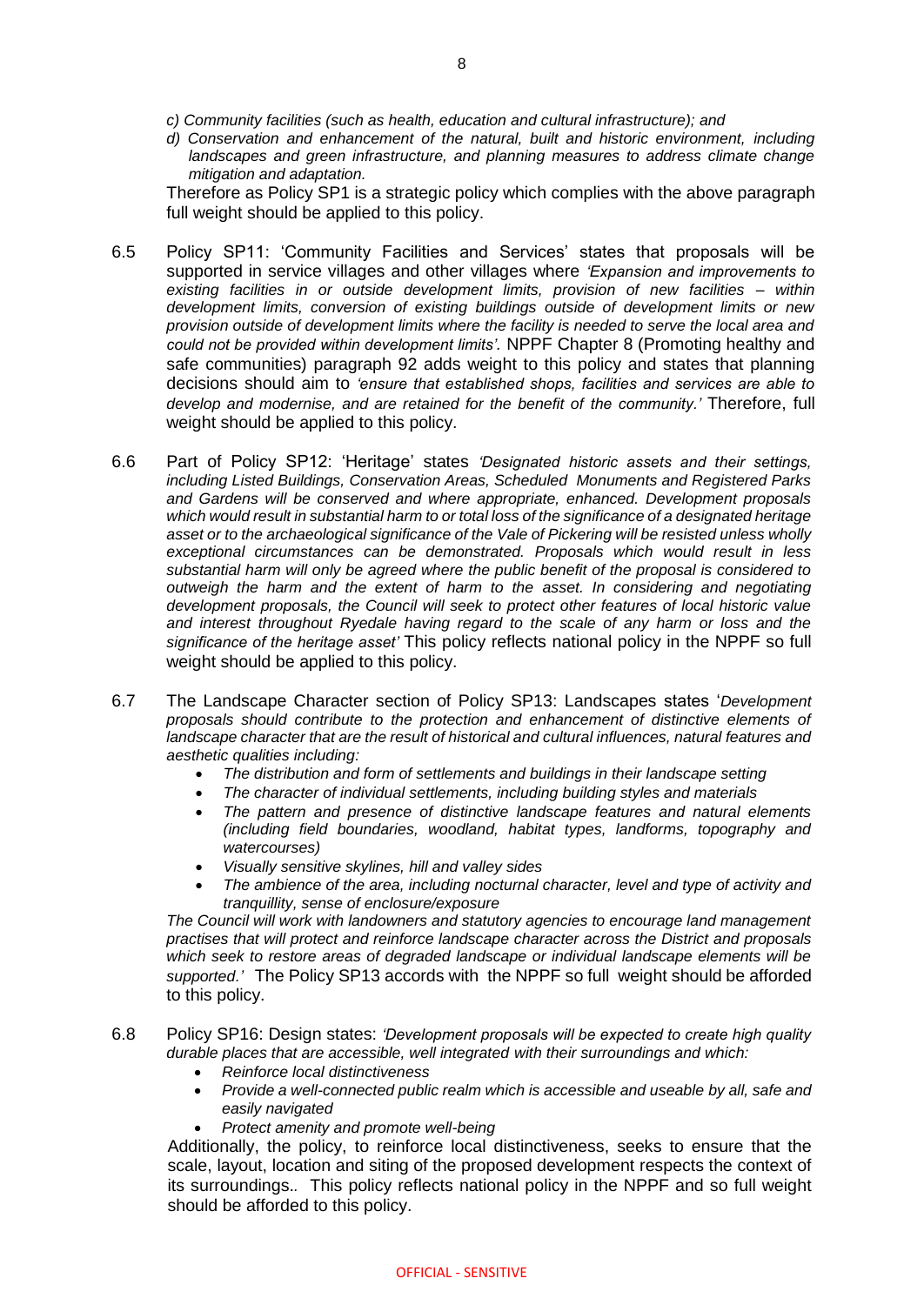*c) Community facilities (such as health, education and cultural infrastructure); and*

*d) Conservation and enhancement of the natural, built and historic environment, including landscapes and green infrastructure, and planning measures to address climate change mitigation and adaptation.*

Therefore as Policy SP1 is a strategic policy which complies with the above paragraph full weight should be applied to this policy.

6.5 Policy SP11: 'Community Facilities and Services' states that proposals will be supported in service villages and other villages where *'Expansion and improvements to existing facilities in or outside development limits, provision of new facilities – within development limits, conversion of existing buildings outside of development limits or new provision outside of development limits where the facility is needed to serve the local area and could not be provided within development limits'.* NPPF Chapter 8 (Promoting healthy and safe communities) paragraph 92 adds weight to this policy and states that planning decisions should aim to *'ensure that established shops, facilities and services are able to develop and modernise, and are retained for the benefit of the community.'* Therefore, full weight should be applied to this policy.

6.6 Part of Policy SP12: 'Heritage' states *'Designated historic assets and their settings, including Listed Buildings, Conservation Areas, Scheduled Monuments and Registered Parks and Gardens will be conserved and where appropriate, enhanced. Development proposals which would result in substantial harm to or total loss of the significance of a designated heritage asset or to the archaeological significance of the Vale of Pickering will be resisted unless wholly exceptional circumstances can be demonstrated. Proposals which would result in less substantial harm will only be agreed where the public benefit of the proposal is considered to outweigh the harm and the extent of harm to the asset. In considering and negotiating development proposals, the Council will seek to protect other features of local historic value and interest throughout Ryedale having regard to the scale of any harm or loss and the significance of the heritage asset'* This policy reflects national policy in the NPPF so full weight should be applied to this policy.

6.7 The Landscape Character section of Policy SP13: Landscapes states '*Development proposals should contribute to the protection and enhancement of distinctive elements of landscape character that are the result of historical and cultural influences, natural features and aesthetic qualities including:*

- *The distribution and form of settlements and buildings in their landscape setting*
- *The character of individual settlements, including building styles and materials*
- *The pattern and presence of distinctive landscape features and natural elements (including field boundaries, woodland, habitat types, landforms, topography and watercourses)*
- *Visually sensitive skylines, hill and valley sides*
- *The ambience of the area, including nocturnal character, level and type of activity and tranquillity, sense of enclosure/exposure*

*The Council will work with landowners and statutory agencies to encourage land management practises that will protect and reinforce landscape character across the District and proposals which seek to restore areas of degraded landscape or individual landscape elements will be supported.'* The Policy SP13 accords with the NPPF so full weight should be afforded to this policy.

6.8 Policy SP16: Design states: *'Development proposals will be expected to create high quality durable places that are accessible, well integrated with their surroundings and which:*

- *Reinforce local distinctiveness*
- *Provide a well-connected public realm which is accessible and useable by all, safe and easily navigated*
- *Protect amenity and promote well-being*

Additionally, the policy, to reinforce local distinctiveness, seeks to ensure that the scale, layout, location and siting of the proposed development respects the context of its surroundings.. This policy reflects national policy in the NPPF and so full weight should be afforded to this policy.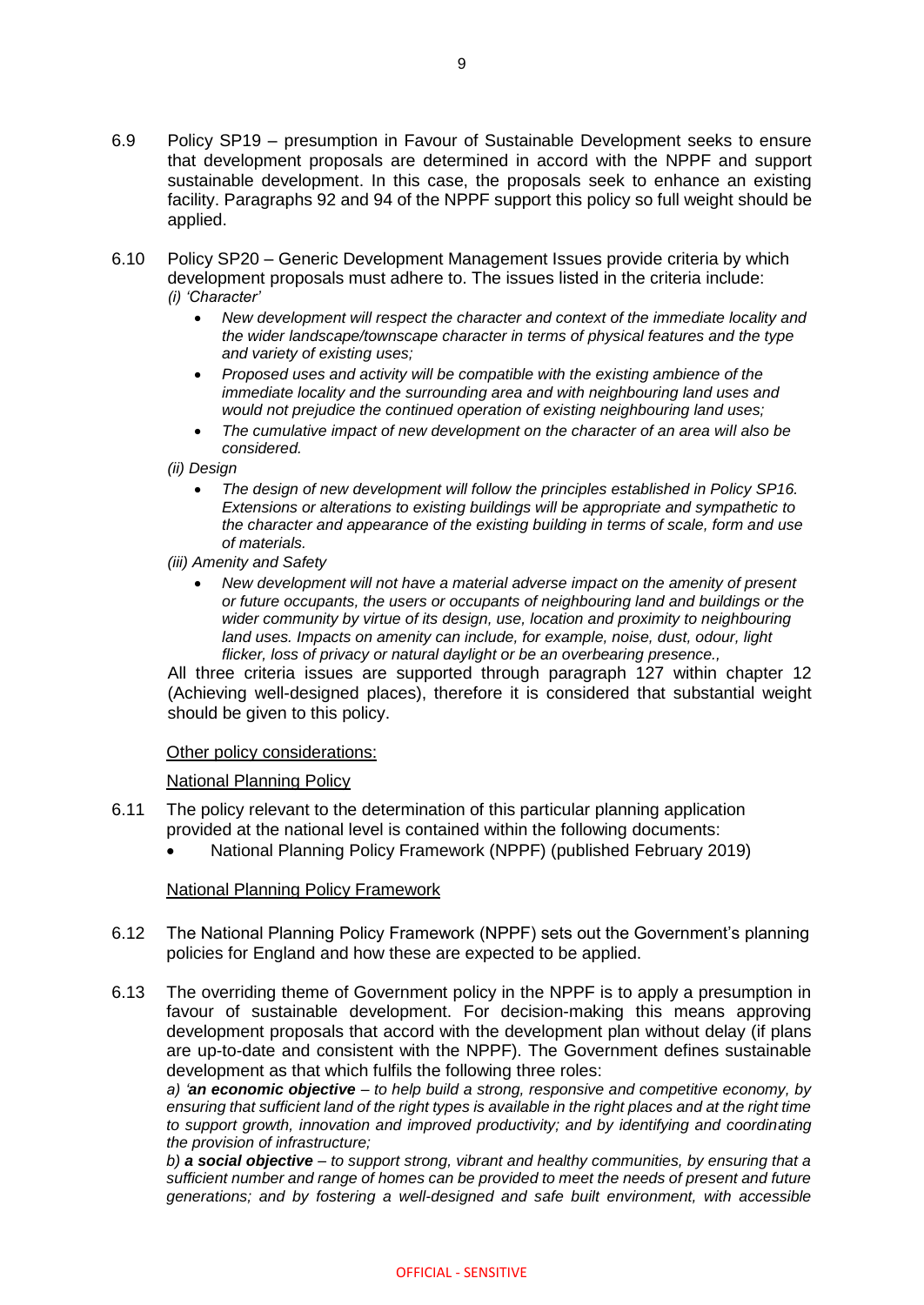6.9 Policy SP19 – presumption in Favour of Sustainable Development seeks to ensure that development proposals are determined in accord with the NPPF and support sustainable development. In this case, the proposals seek to enhance an existing facility. Paragraphs 92 and 94 of the NPPF support this policy so full weight should be applied.

6.10 Policy SP20 – Generic Development Management Issues provide criteria by which development proposals must adhere to. The issues listed in the criteria include:

*(i) 'Character'*

- *New development will respect the character and context of the immediate locality and the wider landscape/townscape character in terms of physical features and the type and variety of existing uses;*
- *Proposed uses and activity will be compatible with the existing ambience of the immediate locality and the surrounding area and with neighbouring land uses and would not prejudice the continued operation of existing neighbouring land uses;*
- *The cumulative impact of new development on the character of an area will also be considered.*

*(ii) Design*

- *The design of new development will follow the principles established in Policy SP16. Extensions or alterations to existing buildings will be appropriate and sympathetic to the character and appearance of the existing building in terms of scale, form and use of materials.*

*(iii) Amenity and Safety*

- *New development will not have a material adverse impact on the amenity of present or future occupants, the users or occupants of neighbouring land and buildings or the wider community by virtue of its design, use, location and proximity to neighbouring land uses. Impacts on amenity can include, for example, noise, dust, odour, light flicker, loss of privacy or natural daylight or be an overbearing presence.,*

All three criteria issues are supported through paragraph 127 within chapter 12 (Achieving well-designed places), therefore it is considered that substantial weight should be given to this policy.

Other policy considerations:

National Planning Policy

6.11 The policy relevant to the determination of this particular planning application provided at the national level is contained within the following documents:

- National Planning Policy Framework (NPPF) (published February 2019)

National Planning Policy Framework

6.12 The National Planning Policy Framework (NPPF) sets out the Government's planning policies for England and how these are expected to be applied.

6.13 The overriding theme of Government policy in the NPPF is to apply a presumption in favour of sustainable development. For decision-making this means approving development proposals that accord with the development plan without delay (if plans are up-to-date and consistent with the NPPF). The Government defines sustainable development as that which fulfils the following three roles:

*a) '**an economic objective** – to help build a strong, responsive and competitive economy, by ensuring that sufficient land of the right types is available in the right places and at the right time to support growth, innovation and improved productivity; and by identifying and coordinating the provision of infrastructure;*

*b) **a social objective** – to support strong, vibrant and healthy communities, by ensuring that a sufficient number and range of homes can be provided to meet the needs of present and future generations; and by fostering a well-designed and safe built environment, with accessible*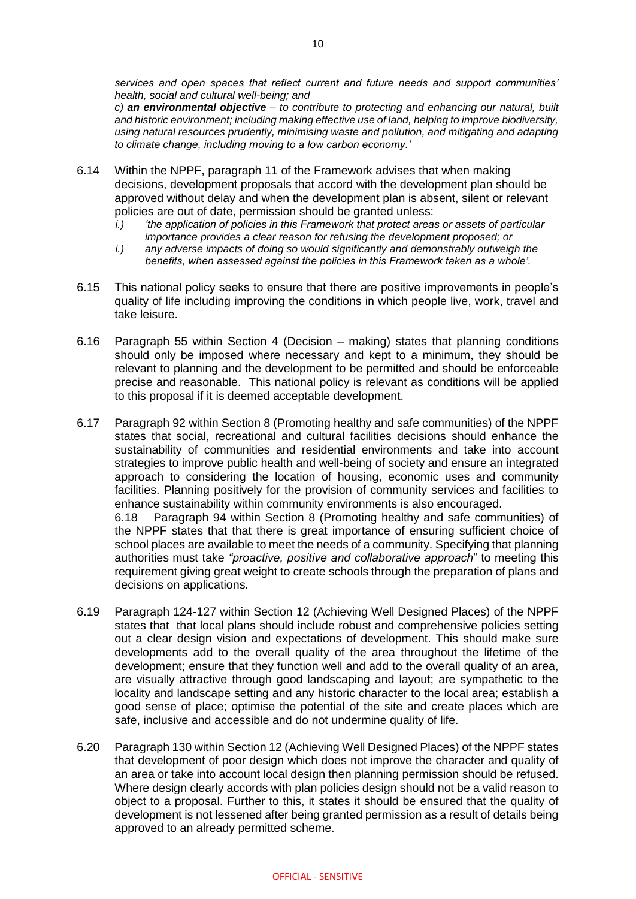*services and open spaces that reflect current and future needs and support communities' health, social and cultural well-being; and*

*c) **an environmental objective** – to contribute to protecting and enhancing our natural, built and historic environment; including making effective use of land, helping to improve biodiversity, using natural resources prudently, minimising waste and pollution, and mitigating and adapting to climate change, including moving to a low carbon economy.'*

6.14 Within the NPPF, paragraph 11 of the Framework advises that when making decisions, development proposals that accord with the development plan should be approved without delay and when the development plan is absent, silent or relevant policies are out of date, permission should be granted unless:

*i.) 'the application of policies in this Framework that protect areas or assets of particular importance provides a clear reason for refusing the development proposed; or*

*i.) any adverse impacts of doing so would significantly and demonstrably outweigh the benefits, when assessed against the policies in this Framework taken as a whole'.*

6.15 This national policy seeks to ensure that there are positive improvements in people's quality of life including improving the conditions in which people live, work, travel and take leisure.

6.16 Paragraph 55 within Section 4 (Decision – making) states that planning conditions should only be imposed where necessary and kept to a minimum, they should be relevant to planning and the development to be permitted and should be enforceable precise and reasonable. This national policy is relevant as conditions will be applied to this proposal if it is deemed acceptable development.

6.17 Paragraph 92 within Section 8 (Promoting healthy and safe communities) of the NPPF states that social, recreational and cultural facilities decisions should enhance the sustainability of communities and residential environments and take into account strategies to improve public health and well-being of society and ensure an integrated approach to considering the location of housing, economic uses and community facilities. Planning positively for the provision of community services and facilities to enhance sustainability within community environments is also encouraged.

6.18 Paragraph 94 within Section 8 (Promoting healthy and safe communities) of the NPPF states that that there is great importance of ensuring sufficient choice of school places are available to meet the needs of a community. Specifying that planning authorities must take *"proactive, positive and collaborative approach*" to meeting this requirement giving great weight to create schools through the preparation of plans and decisions on applications.

6.19 Paragraph 124-127 within Section 12 (Achieving Well Designed Places) of the NPPF states that that local plans should include robust and comprehensive policies setting out a clear design vision and expectations of development. This should make sure developments add to the overall quality of the area throughout the lifetime of the development; ensure that they function well and add to the overall quality of an area, are visually attractive through good landscaping and layout; are sympathetic to the locality and landscape setting and any historic character to the local area; establish a good sense of place; optimise the potential of the site and create places which are safe, inclusive and accessible and do not undermine quality of life.

6.20 Paragraph 130 within Section 12 (Achieving Well Designed Places) of the NPPF states that development of poor design which does not improve the character and quality of an area or take into account local design then planning permission should be refused. Where design clearly accords with plan policies design should not be a valid reason to object to a proposal. Further to this, it states it should be ensured that the quality of development is not lessened after being granted permission as a result of details being approved to an already permitted scheme.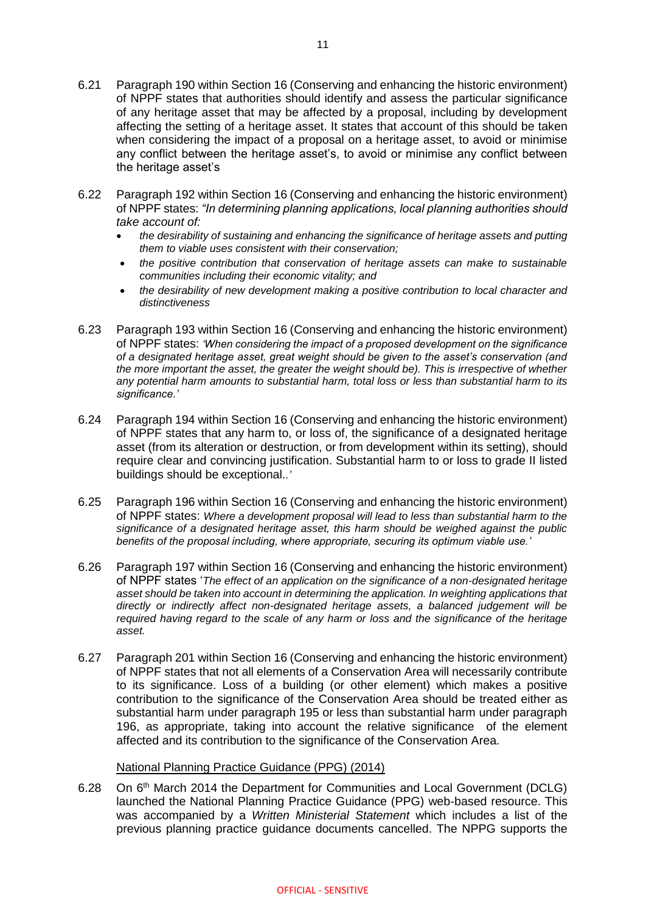6.21 Paragraph 190 within Section 16 (Conserving and enhancing the historic environment) of NPPF states that authorities should identify and assess the particular significance of any heritage asset that may be affected by a proposal, including by development affecting the setting of a heritage asset. It states that account of this should be taken when considering the impact of a proposal on a heritage asset, to avoid or minimise any conflict between the heritage asset's, to avoid or minimise any conflict between the heritage asset's

6.22 Paragraph 192 within Section 16 (Conserving and enhancing the historic environment) of NPPF states: *"In determining planning applications, local planning authorities should take account of:*

- *the desirability of sustaining and enhancing the significance of heritage assets and putting them to viable uses consistent with their conservation;*
- *the positive contribution that conservation of heritage assets can make to sustainable communities including their economic vitality; and*
- *the desirability of new development making a positive contribution to local character and distinctiveness*

6.23 Paragraph 193 within Section 16 (Conserving and enhancing the historic environment) of NPPF states: *'When considering the impact of a proposed development on the significance of a designated heritage asset, great weight should be given to the asset's conservation (and the more important the asset, the greater the weight should be). This is irrespective of whether any potential harm amounts to substantial harm, total loss or less than substantial harm to its significance.'*

6.24 Paragraph 194 within Section 16 (Conserving and enhancing the historic environment) of NPPF states that any harm to, or loss of, the significance of a designated heritage asset (from its alteration or destruction, or from development within its setting), should require clear and convincing justification. Substantial harm to or loss to grade II listed buildings should be exceptional*..'*

6.25 Paragraph 196 within Section 16 (Conserving and enhancing the historic environment) of NPPF states: *Where a development proposal will lead to less than substantial harm to the significance of a designated heritage asset, this harm should be weighed against the public benefits of the proposal including, where appropriate, securing its optimum viable use.'*

6.26 Paragraph 197 within Section 16 (Conserving and enhancing the historic environment) of NPPF states '*The effect of an application on the significance of a non-designated heritage asset should be taken into account in determining the application. In weighting applications that directly or indirectly affect non-designated heritage assets, a balanced judgement will be required having regard to the scale of any harm or loss and the significance of the heritage asset.*

6.27 Paragraph 201 within Section 16 (Conserving and enhancing the historic environment) of NPPF states that not all elements of a Conservation Area will necessarily contribute to its significance. Loss of a building (or other element) which makes a positive contribution to the significance of the Conservation Area should be treated either as substantial harm under paragraph 195 or less than substantial harm under paragraph 196, as appropriate, taking into account the relative significance of the element affected and its contribution to the significance of the Conservation Area.

National Planning Practice Guidance (PPG) (2014)

6.28 On 6th March 2014 the Department for Communities and Local Government (DCLG) launched the National Planning Practice Guidance (PPG) web-based resource. This was accompanied by a *Written Ministerial Statement* which includes a list of the previous planning practice guidance documents cancelled. The NPPG supports the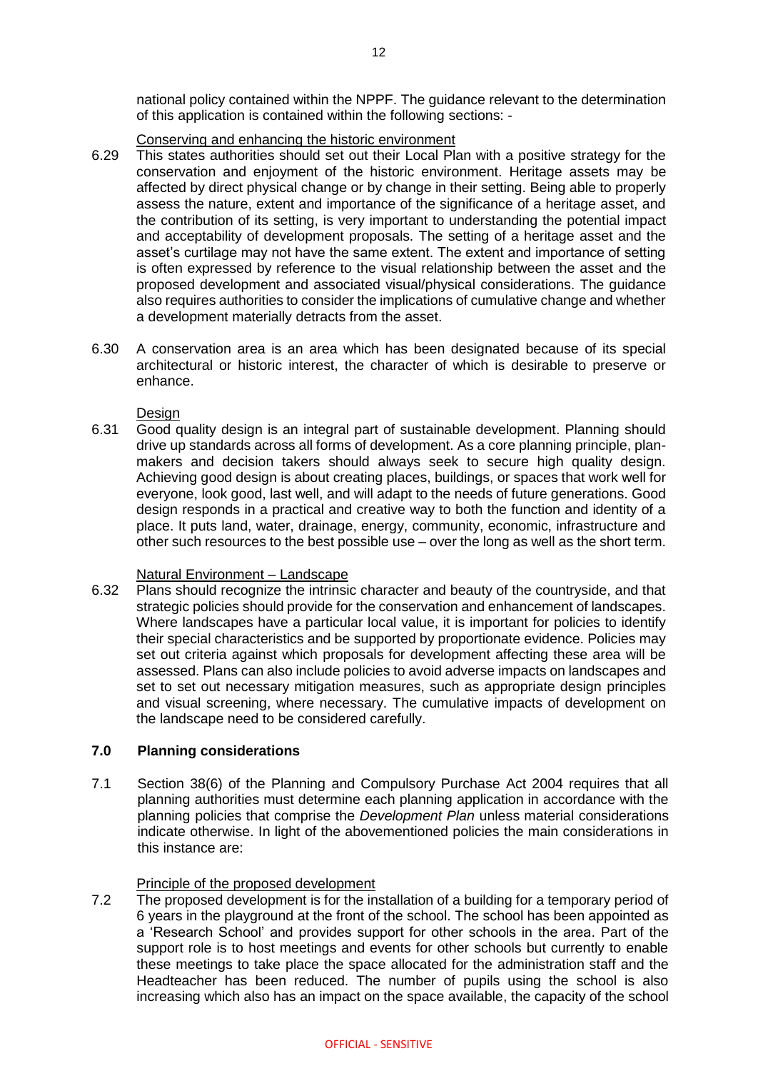national policy contained within the NPPF. The guidance relevant to the determination of this application is contained within the following sections: -

Conserving and enhancing the historic environment

6.29 This states authorities should set out their Local Plan with a positive strategy for the conservation and enjoyment of the historic environment. Heritage assets may be affected by direct physical change or by change in their setting. Being able to properly assess the nature, extent and importance of the significance of a heritage asset, and the contribution of its setting, is very important to understanding the potential impact and acceptability of development proposals. The setting of a heritage asset and the asset's curtilage may not have the same extent. The extent and importance of setting is often expressed by reference to the visual relationship between the asset and the proposed development and associated visual/physical considerations. The guidance also requires authorities to consider the implications of cumulative change and whether a development materially detracts from the asset.

6.30 A conservation area is an area which has been designated because of its special architectural or historic interest, the character of which is desirable to preserve or enhance.

Design

6.31 Good quality design is an integral part of sustainable development. Planning should drive up standards across all forms of development. As a core planning principle, plan-makers and decision takers should always seek to secure high quality design. Achieving good design is about creating places, buildings, or spaces that work well for everyone, look good, last well, and will adapt to the needs of future generations. Good design responds in a practical and creative way to both the function and identity of a place. It puts land, water, drainage, energy, community, economic, infrastructure and other such resources to the best possible use – over the long as well as the short term.

Natural Environment – Landscape

6.32 Plans should recognize the intrinsic character and beauty of the countryside, and that strategic policies should provide for the conservation and enhancement of landscapes. Where landscapes have a particular local value, it is important for policies to identify their special characteristics and be supported by proportionate evidence. Policies may set out criteria against which proposals for development affecting these area will be assessed. Plans can also include policies to avoid adverse impacts on landscapes and set to set out necessary mitigation measures, such as appropriate design principles and visual screening, where necessary. The cumulative impacts of development on the landscape need to be considered carefully.

## 7.0 Planning considerations

7.1 Section 38(6) of the Planning and Compulsory Purchase Act 2004 requires that all planning authorities must determine each planning application in accordance with the planning policies that comprise the *Development Plan* unless material considerations indicate otherwise. In light of the abovementioned policies the main considerations in this instance are:

Principle of the proposed development

7.2 The proposed development is for the installation of a building for a temporary period of 6 years in the playground at the front of the school. The school has been appointed as a 'Research School' and provides support for other schools in the area. Part of the support role is to host meetings and events for other schools but currently to enable these meetings to take place the space allocated for the administration staff and the Headteacher has been reduced. The number of pupils using the school is also increasing which also has an impact on the space available, the capacity of the school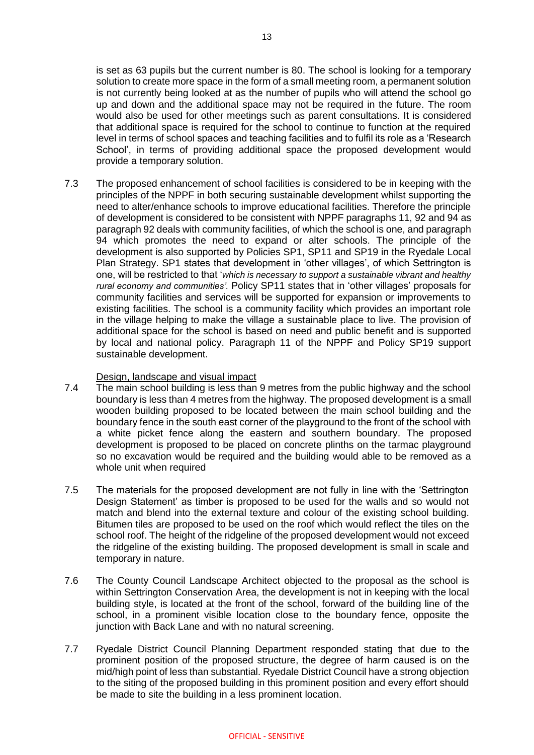is set as 63 pupils but the current number is 80. The school is looking for a temporary solution to create more space in the form of a small meeting room, a permanent solution is not currently being looked at as the number of pupils who will attend the school go up and down and the additional space may not be required in the future. The room would also be used for other meetings such as parent consultations. It is considered that additional space is required for the school to continue to function at the required level in terms of school spaces and teaching facilities and to fulfil its role as a 'Research School', in terms of providing additional space the proposed development would provide a temporary solution.

7.3 The proposed enhancement of school facilities is considered to be in keeping with the principles of the NPPF in both securing sustainable development whilst supporting the need to alter/enhance schools to improve educational facilities. Therefore the principle of development is considered to be consistent with NPPF paragraphs 11, 92 and 94 as paragraph 92 deals with community facilities, of which the school is one, and paragraph 94 which promotes the need to expand or alter schools. The principle of the development is also supported by Policies SP1, SP11 and SP19 in the Ryedale Local Plan Strategy. SP1 states that development in 'other villages', of which Settrington is one, will be restricted to that '*which is necessary to support a sustainable vibrant and healthy rural economy and communities'*. Policy SP11 states that in 'other villages' proposals for community facilities and services will be supported for expansion or improvements to existing facilities. The school is a community facility which provides an important role in the village helping to make the village a sustainable place to live. The provision of additional space for the school is based on need and public benefit and is supported by local and national policy. Paragraph 11 of the NPPF and Policy SP19 support sustainable development.

<u>Design, landscape and visual impact</u>

7.4 The main school building is less than 9 metres from the public highway and the school boundary is less than 4 metres from the highway. The proposed development is a small wooden building proposed to be located between the main school building and the boundary fence in the south east corner of the playground to the front of the school with a white picket fence along the eastern and southern boundary. The proposed development is proposed to be placed on concrete plinths on the tarmac playground so no excavation would be required and the building would able to be removed as a whole unit when required

7.5 The materials for the proposed development are not fully in line with the 'Settrington Design Statement' as timber is proposed to be used for the walls and so would not match and blend into the external texture and colour of the existing school building. Bitumen tiles are proposed to be used on the roof which would reflect the tiles on the school roof. The height of the ridgeline of the proposed development would not exceed the ridgeline of the existing building. The proposed development is small in scale and temporary in nature.

7.6 The County Council Landscape Architect objected to the proposal as the school is within Settrington Conservation Area, the development is not in keeping with the local building style, is located at the front of the school, forward of the building line of the school, in a prominent visible location close to the boundary fence, opposite the junction with Back Lane and with no natural screening.

7.7 Ryedale District Council Planning Department responded stating that due to the prominent position of the proposed structure, the degree of harm caused is on the mid/high point of less than substantial. Ryedale District Council have a strong objection to the siting of the proposed building in this prominent position and every effort should be made to site the building in a less prominent location.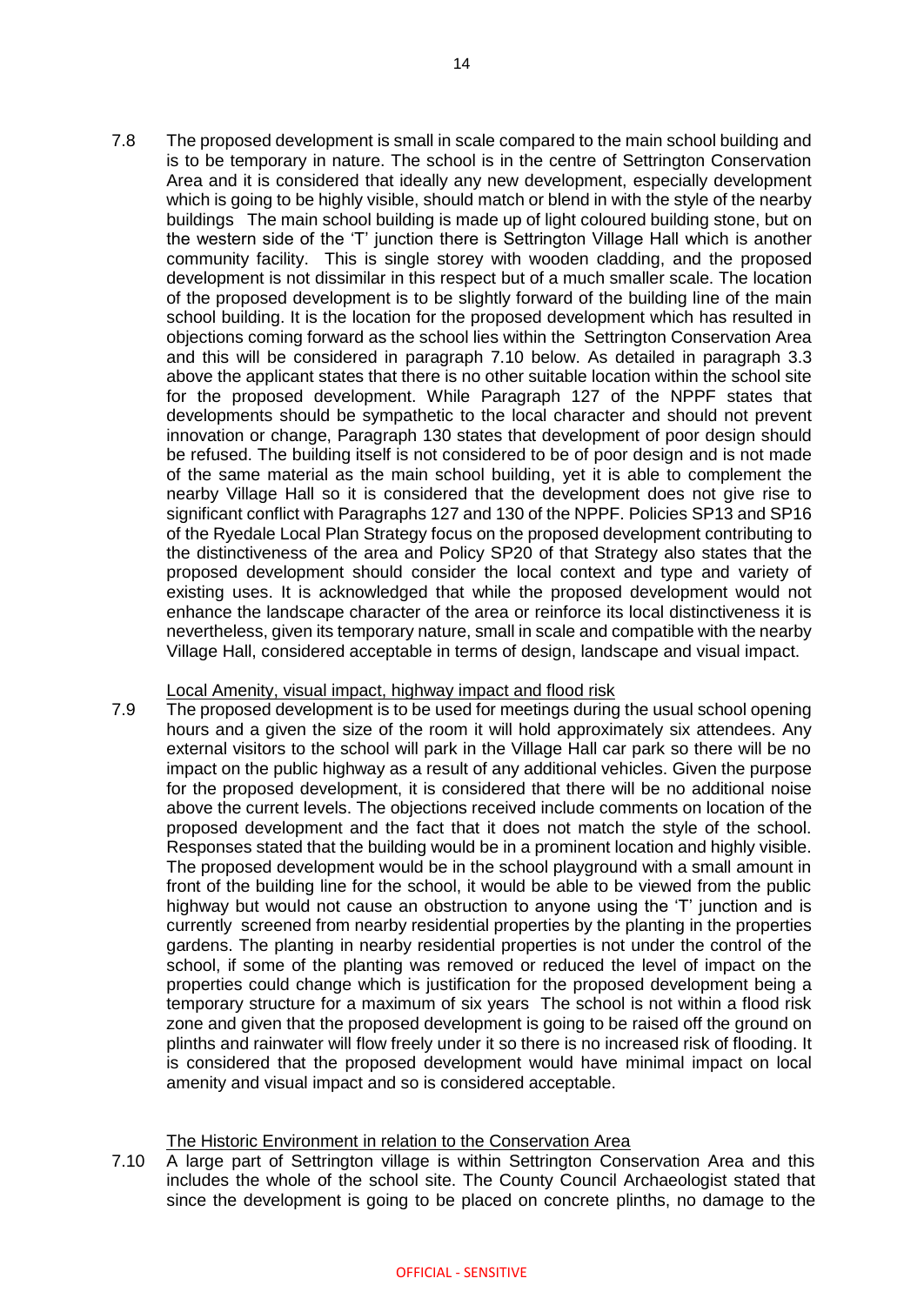7.8 The proposed development is small in scale compared to the main school building and is to be temporary in nature. The school is in the centre of Settrington Conservation Area and it is considered that ideally any new development, especially development which is going to be highly visible, should match or blend in with the style of the nearby buildings The main school building is made up of light coloured building stone, but on the western side of the 'T' junction there is Settrington Village Hall which is another community facility. This is single storey with wooden cladding, and the proposed development is not dissimilar in this respect but of a much smaller scale. The location of the proposed development is to be slightly forward of the building line of the main school building. It is the location for the proposed development which has resulted in objections coming forward as the school lies within the Settrington Conservation Area and this will be considered in paragraph 7.10 below. As detailed in paragraph 3.3 above the applicant states that there is no other suitable location within the school site for the proposed development. While Paragraph 127 of the NPPF states that developments should be sympathetic to the local character and should not prevent innovation or change, Paragraph 130 states that development of poor design should be refused. The building itself is not considered to be of poor design and is not made of the same material as the main school building, yet it is able to complement the nearby Village Hall so it is considered that the development does not give rise to significant conflict with Paragraphs 127 and 130 of the NPPF. Policies SP13 and SP16 of the Ryedale Local Plan Strategy focus on the proposed development contributing to the distinctiveness of the area and Policy SP20 of that Strategy also states that the proposed development should consider the local context and type and variety of existing uses. It is acknowledged that while the proposed development would not enhance the landscape character of the area or reinforce its local distinctiveness it is nevertheless, given its temporary nature, small in scale and compatible with the nearby Village Hall, considered acceptable in terms of design, landscape and visual impact.

<u>Local Amenity, visual impact, highway impact and flood risk</u>

7.9 The proposed development is to be used for meetings during the usual school opening hours and a given the size of the room it will hold approximately six attendees. Any external visitors to the school will park in the Village Hall car park so there will be no impact on the public highway as a result of any additional vehicles. Given the purpose for the proposed development, it is considered that there will be no additional noise above the current levels. The objections received include comments on location of the proposed development and the fact that it does not match the style of the school. Responses stated that the building would be in a prominent location and highly visible. The proposed development would be in the school playground with a small amount in front of the building line for the school, it would be able to be viewed from the public highway but would not cause an obstruction to anyone using the 'T' junction and is currently screened from nearby residential properties by the planting in the properties gardens. The planting in nearby residential properties is not under the control of the school, if some of the planting was removed or reduced the level of impact on the properties could change which is justification for the proposed development being a temporary structure for a maximum of six years The school is not within a flood risk zone and given that the proposed development is going to be raised off the ground on plinths and rainwater will flow freely under it so there is no increased risk of flooding. It is considered that the proposed development would have minimal impact on local amenity and visual impact and so is considered acceptable.

<u>The Historic Environment in relation to the Conservation Area</u>

7.10 A large part of Settrington village is within Settrington Conservation Area and this includes the whole of the school site. The County Council Archaeologist stated that since the development is going to be placed on concrete plinths, no damage to the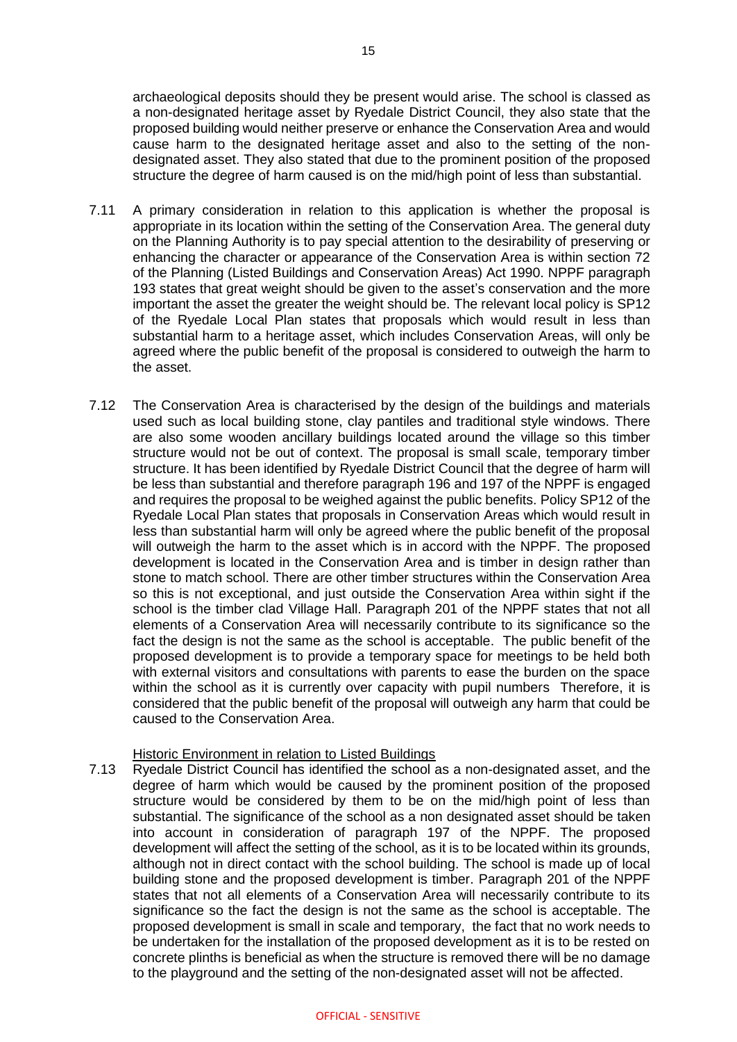archaeological deposits should they be present would arise. The school is classed as a non-designated heritage asset by Ryedale District Council, they also state that the proposed building would neither preserve or enhance the Conservation Area and would cause harm to the designated heritage asset and also to the setting of the non-designated asset. They also stated that due to the prominent position of the proposed structure the degree of harm caused is on the mid/high point of less than substantial.

7.11 A primary consideration in relation to this application is whether the proposal is appropriate in its location within the setting of the Conservation Area. The general duty on the Planning Authority is to pay special attention to the desirability of preserving or enhancing the character or appearance of the Conservation Area is within section 72 of the Planning (Listed Buildings and Conservation Areas) Act 1990. NPPF paragraph 193 states that great weight should be given to the asset's conservation and the more important the asset the greater the weight should be. The relevant local policy is SP12 of the Ryedale Local Plan states that proposals which would result in less than substantial harm to a heritage asset, which includes Conservation Areas, will only be agreed where the public benefit of the proposal is considered to outweigh the harm to the asset.

7.12 The Conservation Area is characterised by the design of the buildings and materials used such as local building stone, clay pantiles and traditional style windows. There are also some wooden ancillary buildings located around the village so this timber structure would not be out of context. The proposal is small scale, temporary timber structure. It has been identified by Ryedale District Council that the degree of harm will be less than substantial and therefore paragraph 196 and 197 of the NPPF is engaged and requires the proposal to be weighed against the public benefits. Policy SP12 of the Ryedale Local Plan states that proposals in Conservation Areas which would result in less than substantial harm will only be agreed where the public benefit of the proposal will outweigh the harm to the asset which is in accord with the NPPF. The proposed development is located in the Conservation Area and is timber in design rather than stone to match school. There are other timber structures within the Conservation Area so this is not exceptional, and just outside the Conservation Area within sight if the school is the timber clad Village Hall. Paragraph 201 of the NPPF states that not all elements of a Conservation Area will necessarily contribute to its significance so the fact the design is not the same as the school is acceptable. The public benefit of the proposed development is to provide a temporary space for meetings to be held both with external visitors and consultations with parents to ease the burden on the space within the school as it is currently over capacity with pupil numbers Therefore, it is considered that the public benefit of the proposal will outweigh any harm that could be caused to the Conservation Area.

Historic Environment in relation to Listed Buildings

7.13 Ryedale District Council has identified the school as a non-designated asset, and the degree of harm which would be caused by the prominent position of the proposed structure would be considered by them to be on the mid/high point of less than substantial. The significance of the school as a non designated asset should be taken into account in consideration of paragraph 197 of the NPPF. The proposed development will affect the setting of the school, as it is to be located within its grounds, although not in direct contact with the school building. The school is made up of local building stone and the proposed development is timber. Paragraph 201 of the NPPF states that not all elements of a Conservation Area will necessarily contribute to its significance so the fact the design is not the same as the school is acceptable. The proposed development is small in scale and temporary, the fact that no work needs to be undertaken for the installation of the proposed development as it is to be rested on concrete plinths is beneficial as when the structure is removed there will be no damage to the playground and the setting of the non-designated asset will not be affected.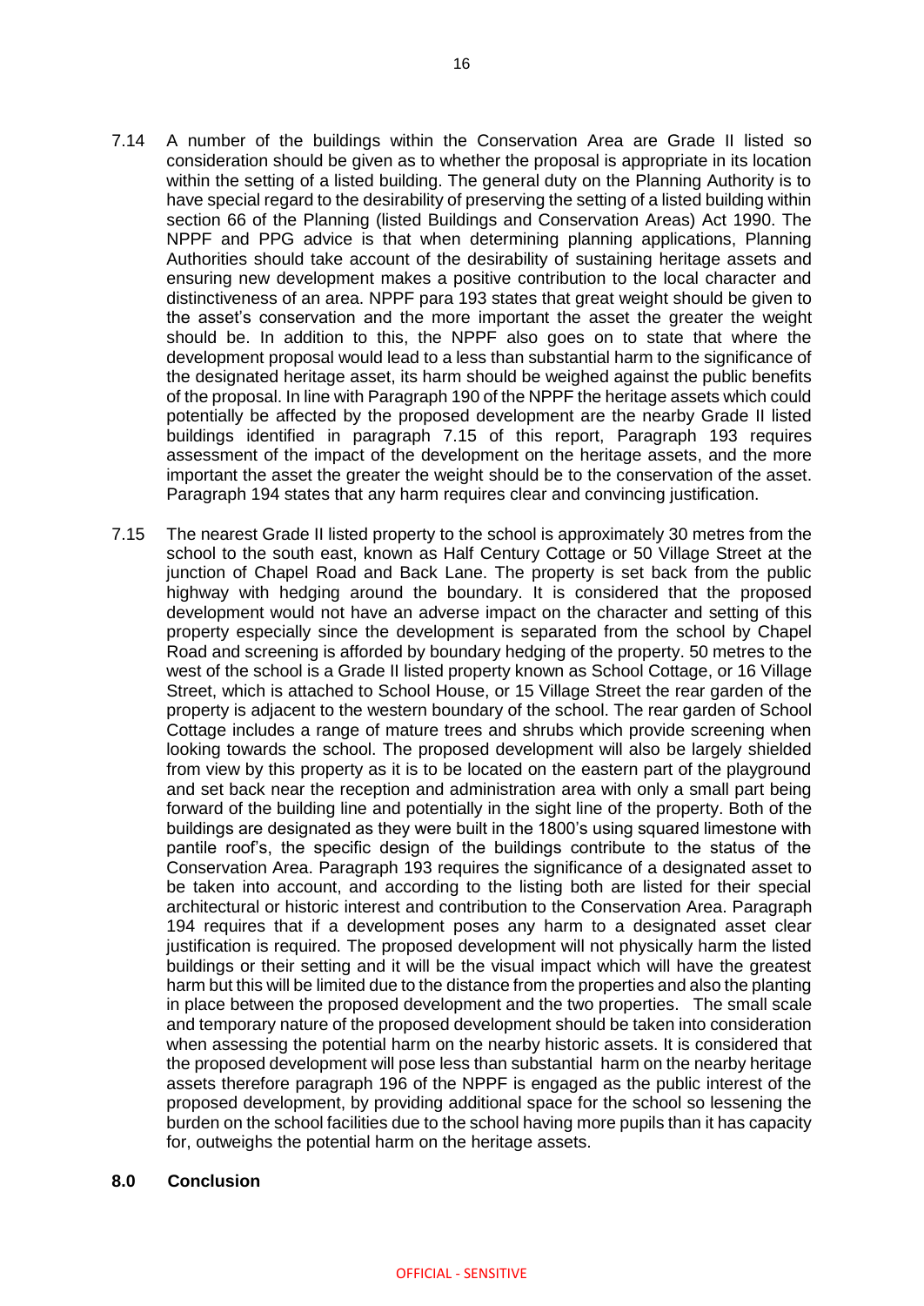7.14 A number of the buildings within the Conservation Area are Grade II listed so consideration should be given as to whether the proposal is appropriate in its location within the setting of a listed building. The general duty on the Planning Authority is to have special regard to the desirability of preserving the setting of a listed building within section 66 of the Planning (listed Buildings and Conservation Areas) Act 1990. The NPPF and PPG advice is that when determining planning applications, Planning Authorities should take account of the desirability of sustaining heritage assets and ensuring new development makes a positive contribution to the local character and distinctiveness of an area. NPPF para 193 states that great weight should be given to the asset's conservation and the more important the asset the greater the weight should be. In addition to this, the NPPF also goes on to state that where the development proposal would lead to a less than substantial harm to the significance of the designated heritage asset, its harm should be weighed against the public benefits of the proposal. In line with Paragraph 190 of the NPPF the heritage assets which could potentially be affected by the proposed development are the nearby Grade II listed buildings identified in paragraph 7.15 of this report, Paragraph 193 requires assessment of the impact of the development on the heritage assets, and the more important the asset the greater the weight should be to the conservation of the asset. Paragraph 194 states that any harm requires clear and convincing justification.

7.15 The nearest Grade II listed property to the school is approximately 30 metres from the school to the south east, known as Half Century Cottage or 50 Village Street at the junction of Chapel Road and Back Lane. The property is set back from the public highway with hedging around the boundary. It is considered that the proposed development would not have an adverse impact on the character and setting of this property especially since the development is separated from the school by Chapel Road and screening is afforded by boundary hedging of the property. 50 metres to the west of the school is a Grade II listed property known as School Cottage, or 16 Village Street, which is attached to School House, or 15 Village Street the rear garden of the property is adjacent to the western boundary of the school. The rear garden of School Cottage includes a range of mature trees and shrubs which provide screening when looking towards the school. The proposed development will also be largely shielded from view by this property as it is to be located on the eastern part of the playground and set back near the reception and administration area with only a small part being forward of the building line and potentially in the sight line of the property. Both of the buildings are designated as they were built in the 1800's using squared limestone with pantile roof's, the specific design of the buildings contribute to the status of the Conservation Area. Paragraph 193 requires the significance of a designated asset to be taken into account, and according to the listing both are listed for their special architectural or historic interest and contribution to the Conservation Area. Paragraph 194 requires that if a development poses any harm to a designated asset clear justification is required. The proposed development will not physically harm the listed buildings or their setting and it will be the visual impact which will have the greatest harm but this will be limited due to the distance from the properties and also the planting in place between the proposed development and the two properties. The small scale and temporary nature of the proposed development should be taken into consideration when assessing the potential harm on the nearby historic assets. It is considered that the proposed development will pose less than substantial harm on the nearby heritage assets therefore paragraph 196 of the NPPF is engaged as the public interest of the proposed development, by providing additional space for the school so lessening the burden on the school facilities due to the school having more pupils than it has capacity for, outweighs the potential harm on the heritage assets.

## 8.0 Conclusion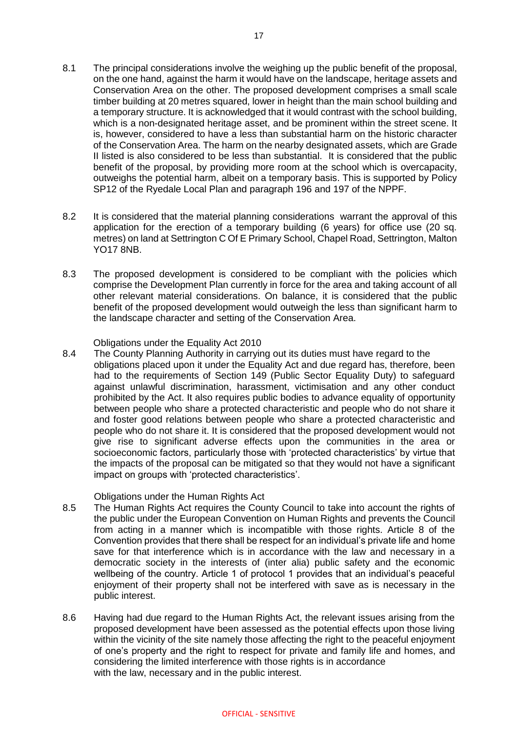8.1 The principal considerations involve the weighing up the public benefit of the proposal, on the one hand, against the harm it would have on the landscape, heritage assets and Conservation Area on the other. The proposed development comprises a small scale timber building at 20 metres squared, lower in height than the main school building and a temporary structure. It is acknowledged that it would contrast with the school building, which is a non-designated heritage asset, and be prominent within the street scene. It is, however, considered to have a less than substantial harm on the historic character of the Conservation Area. The harm on the nearby designated assets, which are Grade II listed is also considered to be less than substantial. It is considered that the public benefit of the proposal, by providing more room at the school which is overcapacity, outweighs the potential harm, albeit on a temporary basis. This is supported by Policy SP12 of the Ryedale Local Plan and paragraph 196 and 197 of the NPPF.

8.2 It is considered that the material planning considerations warrant the approval of this application for the erection of a temporary building (6 years) for office use (20 sq. metres) on land at Settrington C Of E Primary School, Chapel Road, Settrington, Malton YO17 8NB.

8.3 The proposed development is considered to be compliant with the policies which comprise the Development Plan currently in force for the area and taking account of all other relevant material considerations. On balance, it is considered that the public benefit of the proposed development would outweigh the less than significant harm to the landscape character and setting of the Conservation Area.

Obligations under the Equality Act 2010

8.4 The County Planning Authority in carrying out its duties must have regard to the obligations placed upon it under the Equality Act and due regard has, therefore, been had to the requirements of Section 149 (Public Sector Equality Duty) to safeguard against unlawful discrimination, harassment, victimisation and any other conduct prohibited by the Act. It also requires public bodies to advance equality of opportunity between people who share a protected characteristic and people who do not share it and foster good relations between people who share a protected characteristic and people who do not share it. It is considered that the proposed development would not give rise to significant adverse effects upon the communities in the area or socioeconomic factors, particularly those with 'protected characteristics' by virtue that the impacts of the proposal can be mitigated so that they would not have a significant impact on groups with 'protected characteristics'.

Obligations under the Human Rights Act

8.5 The Human Rights Act requires the County Council to take into account the rights of the public under the European Convention on Human Rights and prevents the Council from acting in a manner which is incompatible with those rights. Article 8 of the Convention provides that there shall be respect for an individual's private life and home save for that interference which is in accordance with the law and necessary in a democratic society in the interests of (inter alia) public safety and the economic wellbeing of the country. Article 1 of protocol 1 provides that an individual's peaceful enjoyment of their property shall not be interfered with save as is necessary in the public interest.

8.6 Having had due regard to the Human Rights Act, the relevant issues arising from the proposed development have been assessed as the potential effects upon those living within the vicinity of the site namely those affecting the right to the peaceful enjoyment of one's property and the right to respect for private and family life and homes, and considering the limited interference with those rights is in accordance with the law, necessary and in the public interest.

OFFICIAL - SENSITIVE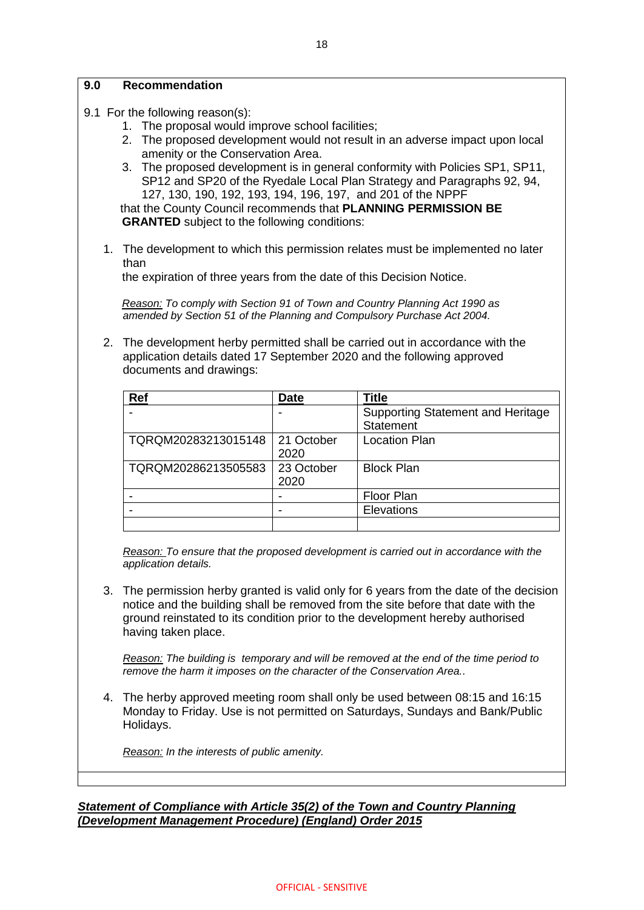## 9.0 Recommendation

9.1 For the following reason(s):

1. The proposal would improve school facilities;
2. The proposed development would not result in an adverse impact upon local amenity or the Conservation Area.
3. The proposed development is in general conformity with Policies SP1, SP11, SP12 and SP20 of the Ryedale Local Plan Strategy and Paragraphs 92, 94, 127, 130, 190, 192, 193, 194, 196, 197, and 201 of the NPPF

that the County Council recommends that **PLANNING PERMISSION BE GRANTED** subject to the following conditions:

1. The development to which this permission relates must be implemented no later than
   the expiration of three years from the date of this Decision Notice.

   *Reason: To comply with Section 91 of Town and Country Planning Act 1990 as amended by Section 51 of the Planning and Compulsory Purchase Act 2004.*

2. The development herby permitted shall be carried out in accordance with the application details dated 17 September 2020 and the following approved documents and drawings:

| Ref | Date | Title |
|---|---|---|
| - | - | Supporting Statement and Heritage Statement |
| TQRQM20283213015148 | 21 October 2020 | Location Plan |
| TQRQM20286213505583 | 23 October 2020 | Block Plan |
| - | - | Floor Plan |
| - | - | Elevations |
| | | |

   *Reason: To ensure that the proposed development is carried out in accordance with the application details.*

3. The permission herby granted is valid only for 6 years from the date of the decision notice and the building shall be removed from the site before that date with the ground reinstated to its condition prior to the development hereby authorised having taken place.

   *Reason: The building is temporary and will be removed at the end of the time period to remove the harm it imposes on the character of the Conservation Area..*

4. The herby approved meeting room shall only be used between 08:15 and 16:15 Monday to Friday. Use is not permitted on Saturdays, Sundays and Bank/Public Holidays.

   *Reason: In the interests of public amenity.*

***Statement of Compliance with Article 35(2) of the Town and Country Planning (Development Management Procedure) (England) Order 2015***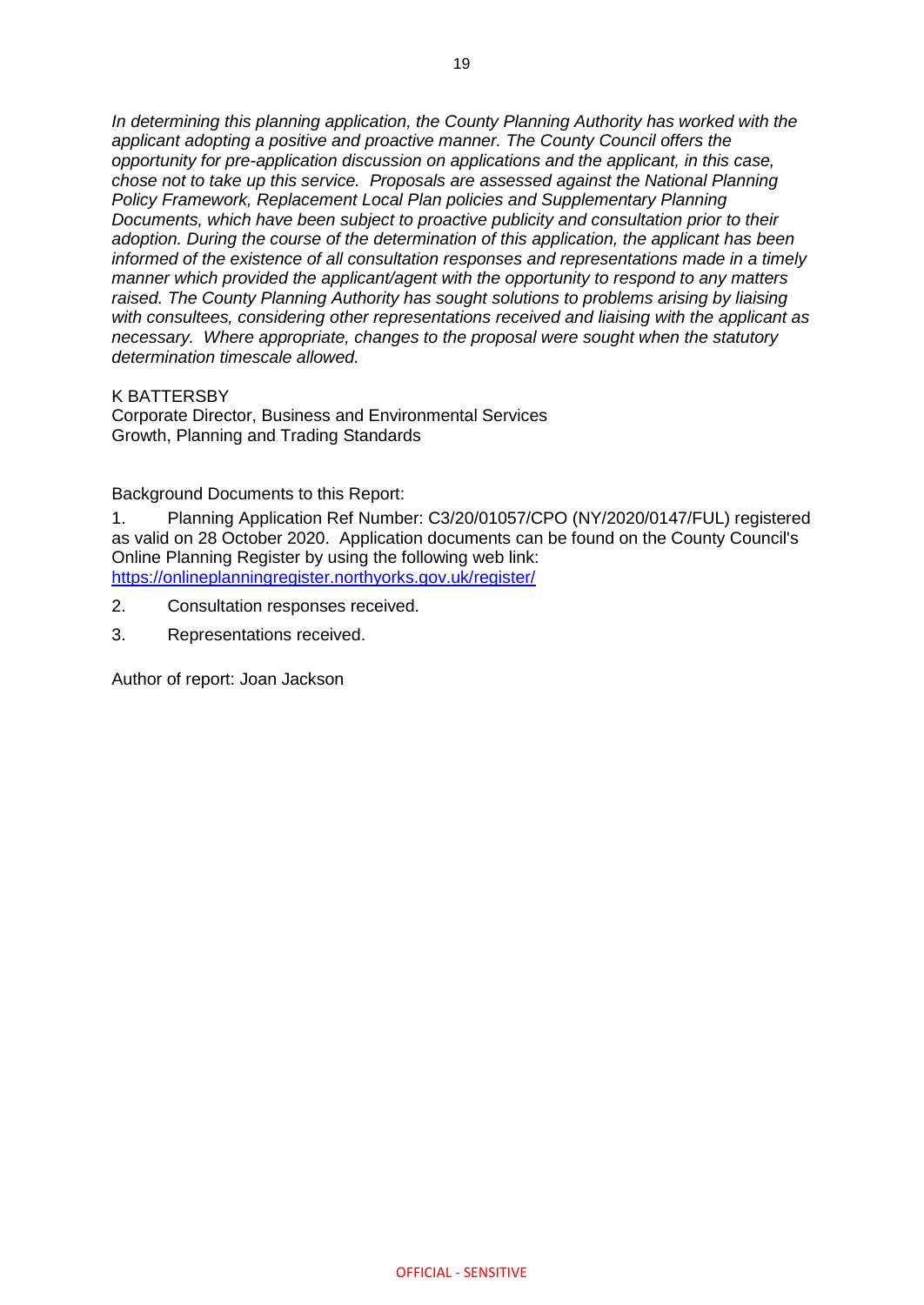*In determining this planning application, the County Planning Authority has worked with the applicant adopting a positive and proactive manner. The County Council offers the opportunity for pre-application discussion on applications and the applicant, in this case, chose not to take up this service. Proposals are assessed against the National Planning Policy Framework, Replacement Local Plan policies and Supplementary Planning Documents, which have been subject to proactive publicity and consultation prior to their adoption. During the course of the determination of this application, the applicant has been informed of the existence of all consultation responses and representations made in a timely manner which provided the applicant/agent with the opportunity to respond to any matters raised. The County Planning Authority has sought solutions to problems arising by liaising with consultees, considering other representations received and liaising with the applicant as necessary. Where appropriate, changes to the proposal were sought when the statutory determination timescale allowed.*

K BATTERSBY
Corporate Director, Business and Environmental Services
Growth, Planning and Trading Standards

Background Documents to this Report:

1. Planning Application Ref Number: C3/20/01057/CPO (NY/2020/0147/FUL) registered as valid on 28 October 2020. Application documents can be found on the County Council's Online Planning Register by using the following web link: https://onlineplanningregister.northyorks.gov.uk/register/
2. Consultation responses received.
3. Representations received.

Author of report: Joan Jackson

OFFICIAL - SENSITIVE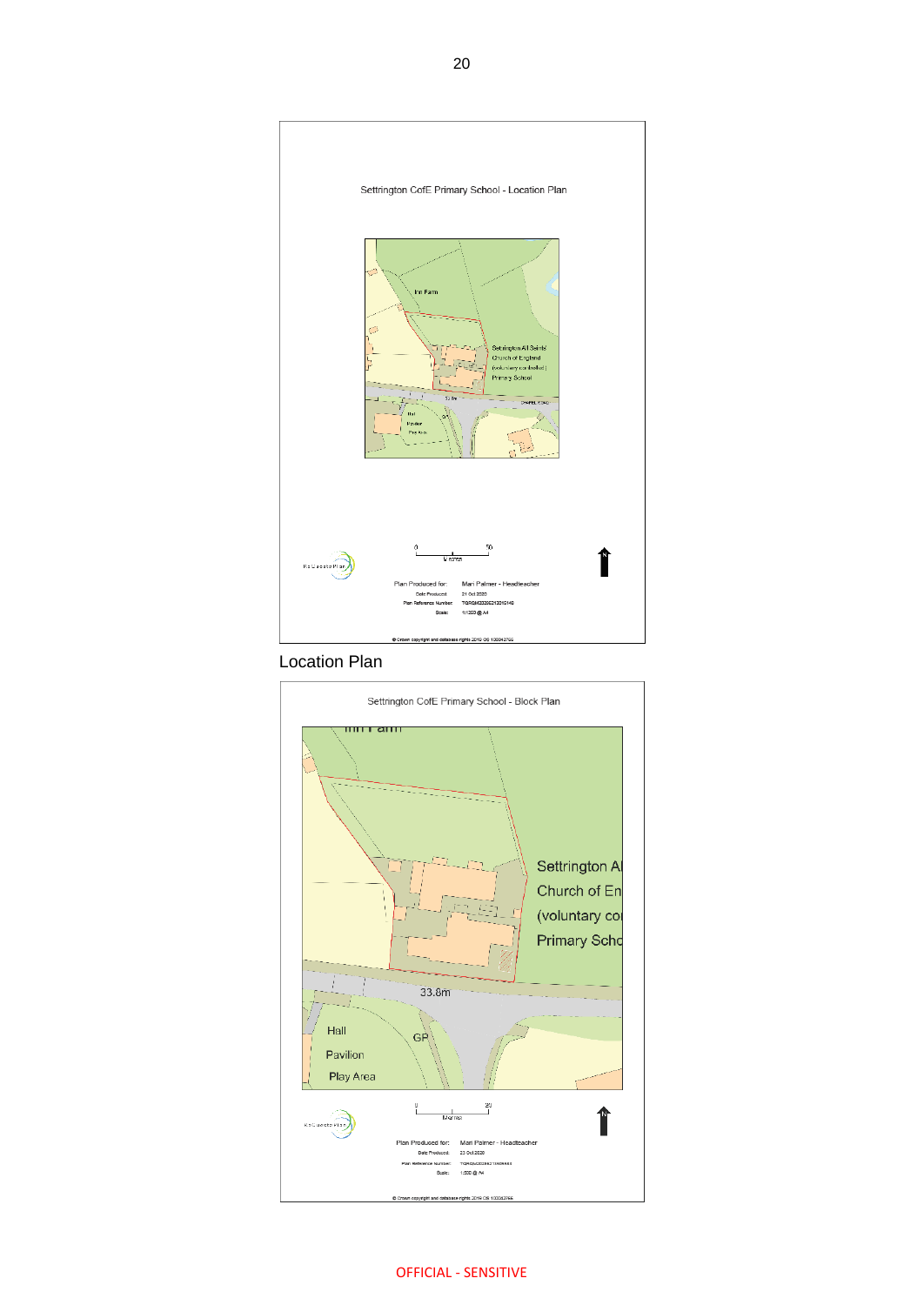Settrington CofE Primary School - Location Plan

Inn Farm

Settrington All Saints' Church of England (voluntary controlled) Primary School

Hall

Pavilion

Play Area

0 50

Metres

Plan Produced for: Mari Palmer - Headteacher

Date Produced: 21 Oct 2020

Plan Reference Number: TQRQM20295213240140

Scale: 1:1250 @ A4

© Crown copyright and database rights 2019 OS 100042766

Location Plan

Settrington CofE Primary School - Block Plan

Inn Farm

Settrington All Saints' Church of England (voluntary controlled) Primary School

33.8m

Hall

GP

Pavilion

Play Area

0 20

Metres

Plan Produced for: Mari Palmer - Headteacher

Date Produced: 23 Oct 2020

Plan Reference Number: TQRQM20296213405483

Scale: 1:500 @ A4

© Crown copyright and database rights 2019 OS 100042766

OFFICIAL - SENSITIVE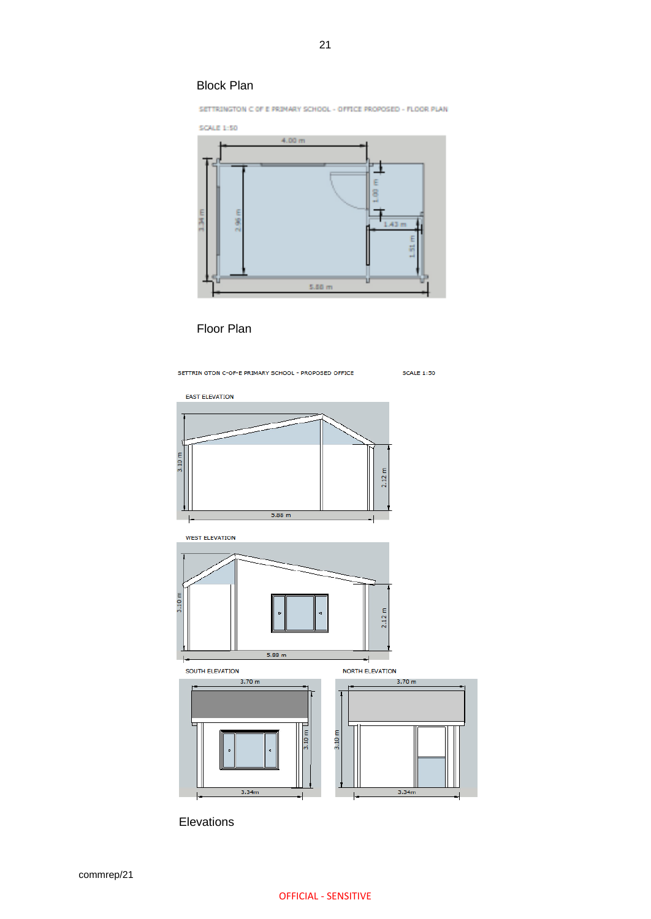Block Plan

SETTRINGTON C OF E PRIMARY SCHOOL - OFFICE PROPOSED - FLOOR PLAN

SCALE 1:50

4.00 m

3.34 m

2.96 m

1.00 m

1.43 m

1.51 m

5.88 m

Floor Plan

SETTRIN GTON C-OF-E PRIMARY SCHOOL - PROPOSED OFFICE

SCALE 1:50

EAST ELEVATION

3.10 m

2.12 m

5.88 m

WEST ELEVATION

3.10 m

2.12 m

5.88 m

SOUTH ELEVATION

3.70 m

3.10 m

3.34m

NORTH ELEVATION

3.70 m

3.10 m

3.34m

Elevations

commrep/21

OFFICIAL - SENSITIVE